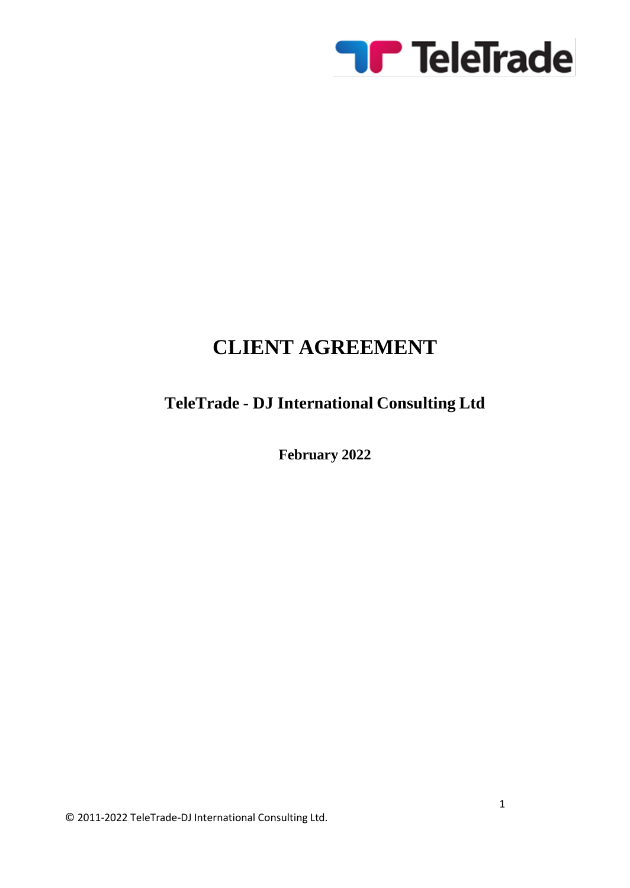# CLIENT AGREEMENT

## TeleTrade - DJ International Consulting Ltd

**February 2022**

© 2011-2022 TeleTrade-DJ International Consulting Ltd.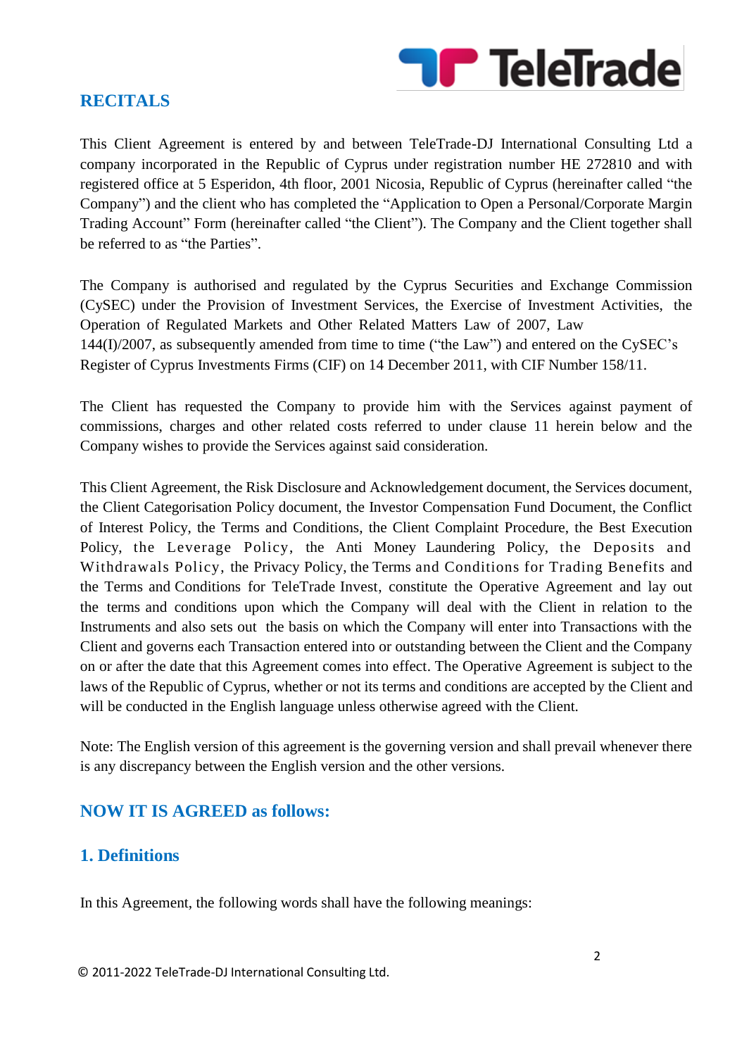## RECITALS

This Client Agreement is entered by and between TeleTrade-DJ International Consulting Ltd a company incorporated in the Republic of Cyprus under registration number HE 272810 and with registered office at 5 Esperidon, 4th floor, 2001 Nicosia, Republic of Cyprus (hereinafter called "the Company") and the client who has completed the "Application to Open a Personal/Corporate Margin Trading Account" Form (hereinafter called "the Client"). The Company and the Client together shall be referred to as "the Parties".

The Company is authorised and regulated by the Cyprus Securities and Exchange Commission (CySEC) under the Provision of Investment Services, the Exercise of Investment Activities, the Operation of Regulated Markets and Other Related Matters Law of 2007, Law 144(I)/2007, as subsequently amended from time to time ("the Law") and entered on the CySEC's Register of Cyprus Investments Firms (CIF) on 14 December 2011, with CIF Number 158/11.

The Client has requested the Company to provide him with the Services against payment of commissions, charges and other related costs referred to under clause 11 herein below and the Company wishes to provide the Services against said consideration.

This Client Agreement, the Risk Disclosure and Acknowledgement document, the Services document, the Client Categorisation Policy document, the Investor Compensation Fund Document, the Conflict of Interest Policy, the Terms and Conditions, the Client Complaint Procedure, the Best Execution Policy, the Leverage Policy, the Anti Money Laundering Policy, the Deposits and Withdrawals Policy, the Privacy Policy, the Terms and Conditions for Trading Benefits and the Terms and Conditions for TeleTrade Invest, constitute the Operative Agreement and lay out the terms and conditions upon which the Company will deal with the Client in relation to the Instruments and also sets out the basis on which the Company will enter into Transactions with the Client and governs each Transaction entered into or outstanding between the Client and the Company on or after the date that this Agreement comes into effect. The Operative Agreement is subject to the laws of the Republic of Cyprus, whether or not its terms and conditions are accepted by the Client and will be conducted in the English language unless otherwise agreed with the Client.

Note: The English version of this agreement is the governing version and shall prevail whenever there is any discrepancy between the English version and the other versions.

## NOW IT IS AGREED as follows:

## 1. Definitions

In this Agreement, the following words shall have the following meanings: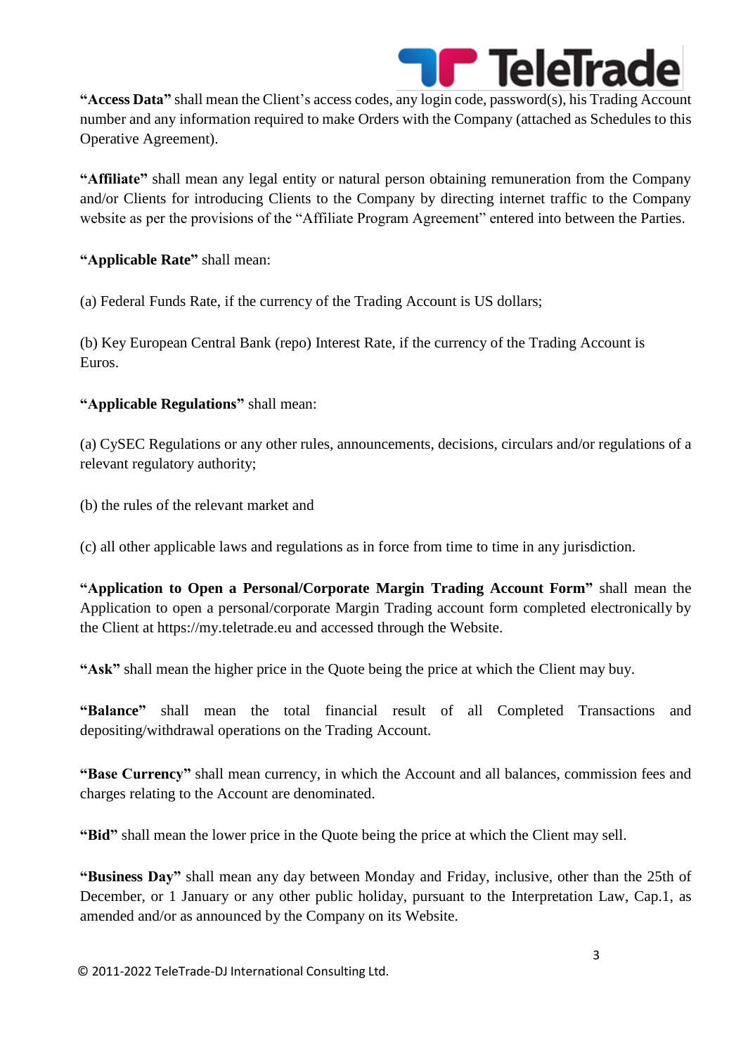**"Access Data"** shall mean the Client's access codes, any login code, password(s), his Trading Account number and any information required to make Orders with the Company (attached as Schedules to this Operative Agreement).

**"Affiliate"** shall mean any legal entity or natural person obtaining remuneration from the Company and/or Clients for introducing Clients to the Company by directing internet traffic to the Company website as per the provisions of the "Affiliate Program Agreement" entered into between the Parties.

**"Applicable Rate"** shall mean:

(a) Federal Funds Rate, if the currency of the Trading Account is US dollars;

(b) Key European Central Bank (repo) Interest Rate, if the currency of the Trading Account is Euros.

**"Applicable Regulations"** shall mean:

(a) CySEC Regulations or any other rules, announcements, decisions, circulars and/or regulations of a relevant regulatory authority;

(b) the rules of the relevant market and

(c) all other applicable laws and regulations as in force from time to time in any jurisdiction.

**"Application to Open a Personal/Corporate Margin Trading Account Form"** shall mean the Application to open a personal/corporate Margin Trading account form completed electronically by the Client at https://my.teletrade.eu and accessed through the Website.

**"Ask"** shall mean the higher price in the Quote being the price at which the Client may buy.

**"Balance"** shall mean the total financial result of all Completed Transactions and depositing/withdrawal operations on the Trading Account.

**"Base Currency"** shall mean currency, in which the Account and all balances, commission fees and charges relating to the Account are denominated.

**"Bid"** shall mean the lower price in the Quote being the price at which the Client may sell.

**"Business Day"** shall mean any day between Monday and Friday, inclusive, other than the 25th of December, or 1 January or any other public holiday, pursuant to the Interpretation Law, Cap.1, as amended and/or as announced by the Company on its Website.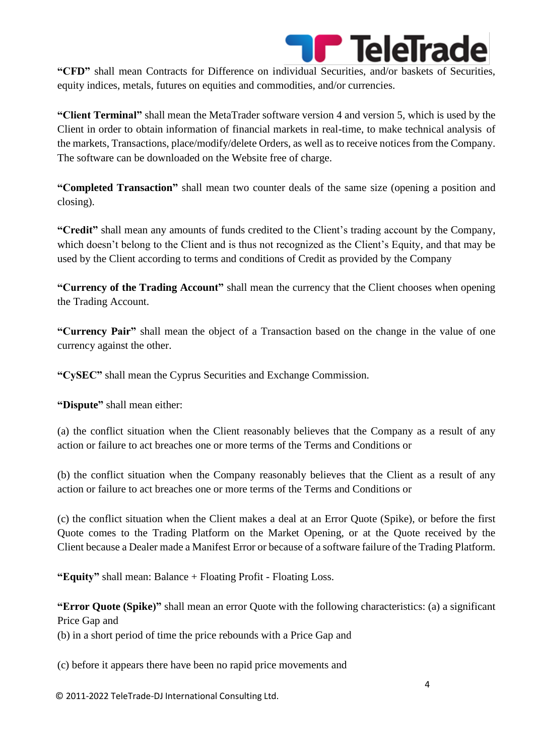**"CFD"** shall mean Contracts for Difference on individual Securities, and/or baskets of Securities, equity indices, metals, futures on equities and commodities, and/or currencies.

**"Client Terminal"** shall mean the MetaTrader software version 4 and version 5, which is used by the Client in order to obtain information of financial markets in real-time, to make technical analysis of the markets, Transactions, place/modify/delete Orders, as well as to receive notices from the Company. The software can be downloaded on the Website free of charge.

**"Completed Transaction"** shall mean two counter deals of the same size (opening a position and closing).

**"Credit"** shall mean any amounts of funds credited to the Client's trading account by the Company, which doesn't belong to the Client and is thus not recognized as the Client's Equity, and that may be used by the Client according to terms and conditions of Credit as provided by the Company

**"Currency of the Trading Account"** shall mean the currency that the Client chooses when opening the Trading Account.

**"Currency Pair"** shall mean the object of a Transaction based on the change in the value of one currency against the other.

**"CySEC"** shall mean the Cyprus Securities and Exchange Commission.

**"Dispute"** shall mean either:

(a) the conflict situation when the Client reasonably believes that the Company as a result of any action or failure to act breaches one or more terms of the Terms and Conditions or

(b) the conflict situation when the Company reasonably believes that the Client as a result of any action or failure to act breaches one or more terms of the Terms and Conditions or

(c) the conflict situation when the Client makes a deal at an Error Quote (Spike), or before the first Quote comes to the Trading Platform on the Market Opening, or at the Quote received by the Client because a Dealer made a Manifest Error or because of a software failure of the Trading Platform.

**"Equity"** shall mean: Balance + Floating Profit - Floating Loss.

**"Error Quote (Spike)"** shall mean an error Quote with the following characteristics: (a) a significant Price Gap and
(b) in a short period of time the price rebounds with a Price Gap and

(c) before it appears there have been no rapid price movements and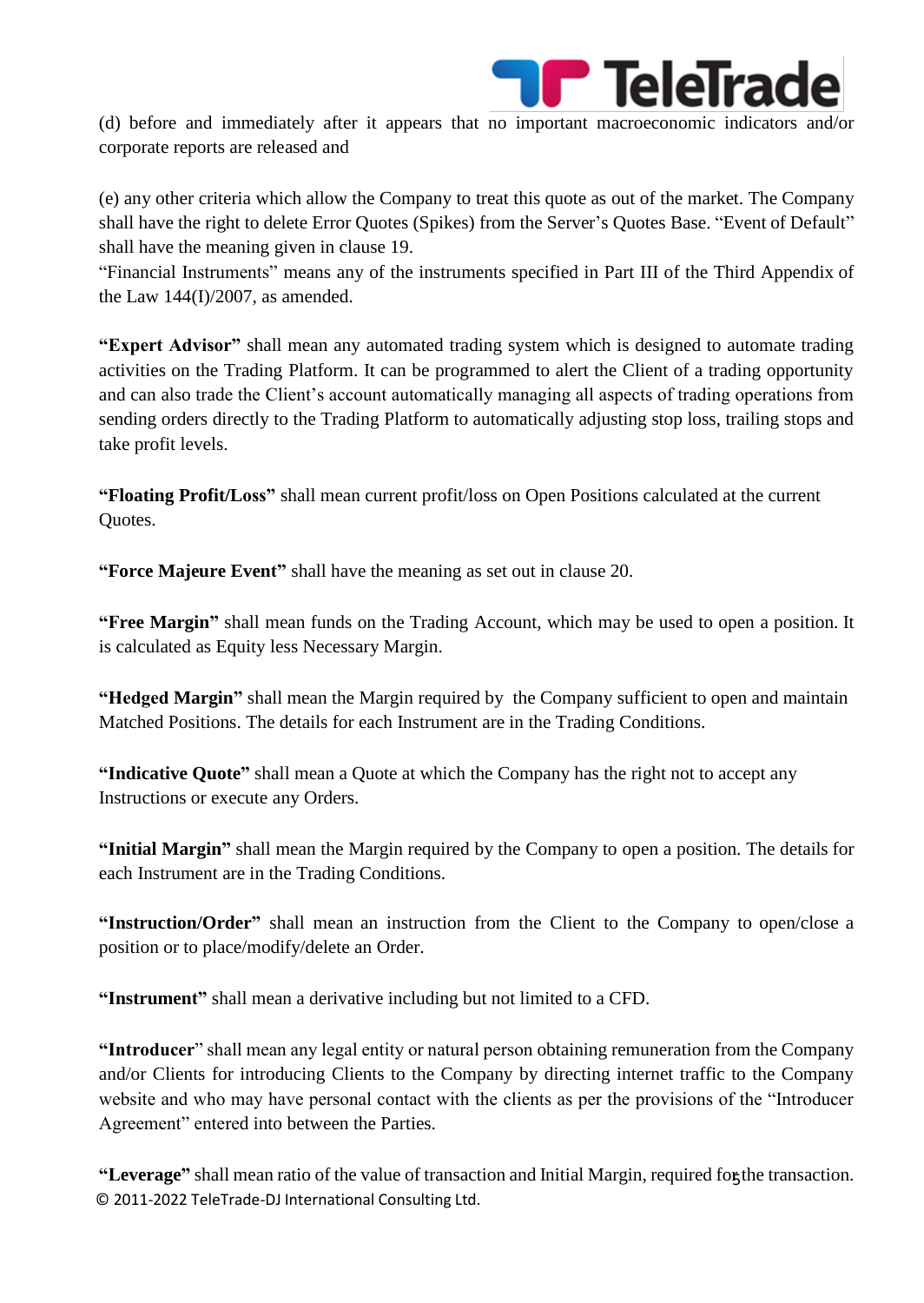(d) before and immediately after it appears that no important macroeconomic indicators and/or corporate reports are released and

(e) any other criteria which allow the Company to treat this quote as out of the market. The Company shall have the right to delete Error Quotes (Spikes) from the Server's Quotes Base. "Event of Default" shall have the meaning given in clause 19.
"Financial Instruments" means any of the instruments specified in Part III of the Third Appendix of the Law 144(I)/2007, as amended.

**"Expert Advisor"** shall mean any automated trading system which is designed to automate trading activities on the Trading Platform. It can be programmed to alert the Client of a trading opportunity and can also trade the Client's account automatically managing all aspects of trading operations from sending orders directly to the Trading Platform to automatically adjusting stop loss, trailing stops and take profit levels.

**"Floating Profit/Loss"** shall mean current profit/loss on Open Positions calculated at the current Quotes.

**"Force Majeure Event"** shall have the meaning as set out in clause 20.

**"Free Margin"** shall mean funds on the Trading Account, which may be used to open a position. It is calculated as Equity less Necessary Margin.

**"Hedged Margin"** shall mean the Margin required by the Company sufficient to open and maintain Matched Positions. The details for each Instrument are in the Trading Conditions.

**"Indicative Quote"** shall mean a Quote at which the Company has the right not to accept any Instructions or execute any Orders.

**"Initial Margin"** shall mean the Margin required by the Company to open a position. The details for each Instrument are in the Trading Conditions.

**"Instruction/Order"** shall mean an instruction from the Client to the Company to open/close a position or to place/modify/delete an Order.

**"Instrument"** shall mean a derivative including but not limited to a CFD.

**"Introducer"** shall mean any legal entity or natural person obtaining remuneration from the Company and/or Clients for introducing Clients to the Company by directing internet traffic to the Company website and who may have personal contact with the clients as per the provisions of the "Introducer Agreement" entered into between the Parties.

**"Leverage"** shall mean ratio of the value of transaction and Initial Margin, required for the transaction.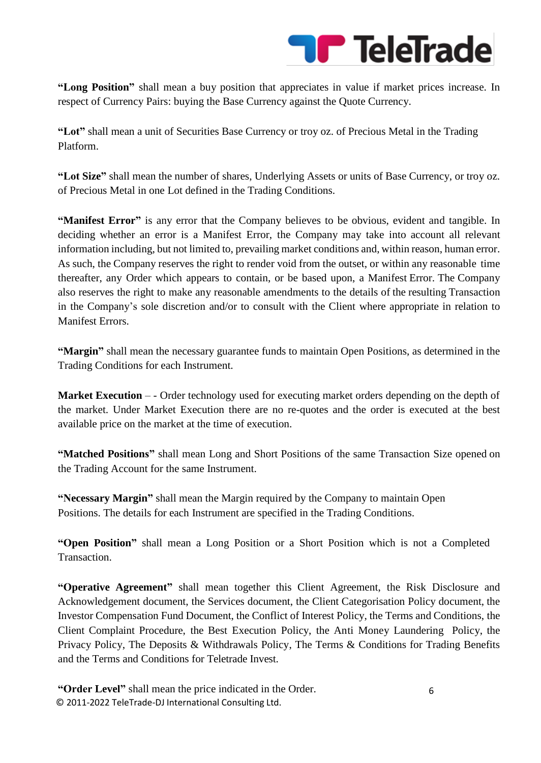**“Long Position”** shall mean a buy position that appreciates in value if market prices increase. In respect of Currency Pairs: buying the Base Currency against the Quote Currency.

**“Lot”** shall mean a unit of Securities Base Currency or troy oz. of Precious Metal in the Trading Platform.

**“Lot Size”** shall mean the number of shares, Underlying Assets or units of Base Currency, or troy oz. of Precious Metal in one Lot defined in the Trading Conditions.

**“Manifest Error”** is any error that the Company believes to be obvious, evident and tangible. In deciding whether an error is a Manifest Error, the Company may take into account all relevant information including, but not limited to, prevailing market conditions and, within reason, human error. As such, the Company reserves the right to render void from the outset, or within any reasonable time thereafter, any Order which appears to contain, or be based upon, a Manifest Error. The Company also reserves the right to make any reasonable amendments to the details of the resulting Transaction in the Company’s sole discretion and/or to consult with the Client where appropriate in relation to Manifest Errors.

**“Margin”** shall mean the necessary guarantee funds to maintain Open Positions, as determined in the Trading Conditions for each Instrument.

**Market Execution** – - Order technology used for executing market orders depending on the depth of the market. Under Market Execution there are no re-quotes and the order is executed at the best available price on the market at the time of execution.

**“Matched Positions”** shall mean Long and Short Positions of the same Transaction Size opened on the Trading Account for the same Instrument.

**“Necessary Margin”** shall mean the Margin required by the Company to maintain Open Positions. The details for each Instrument are specified in the Trading Conditions.

**“Open Position”** shall mean a Long Position or a Short Position which is not a Completed Transaction.

**“Operative Agreement”** shall mean together this Client Agreement, the Risk Disclosure and Acknowledgement document, the Services document, the Client Categorisation Policy document, the Investor Compensation Fund Document, the Conflict of Interest Policy, the Terms and Conditions, the Client Complaint Procedure, the Best Execution Policy, the Anti Money Laundering Policy, the Privacy Policy, The Deposits & Withdrawals Policy, The Terms & Conditions for Trading Benefits and the Terms and Conditions for Teletrade Invest.

**“Order Level”** shall mean the price indicated in the Order.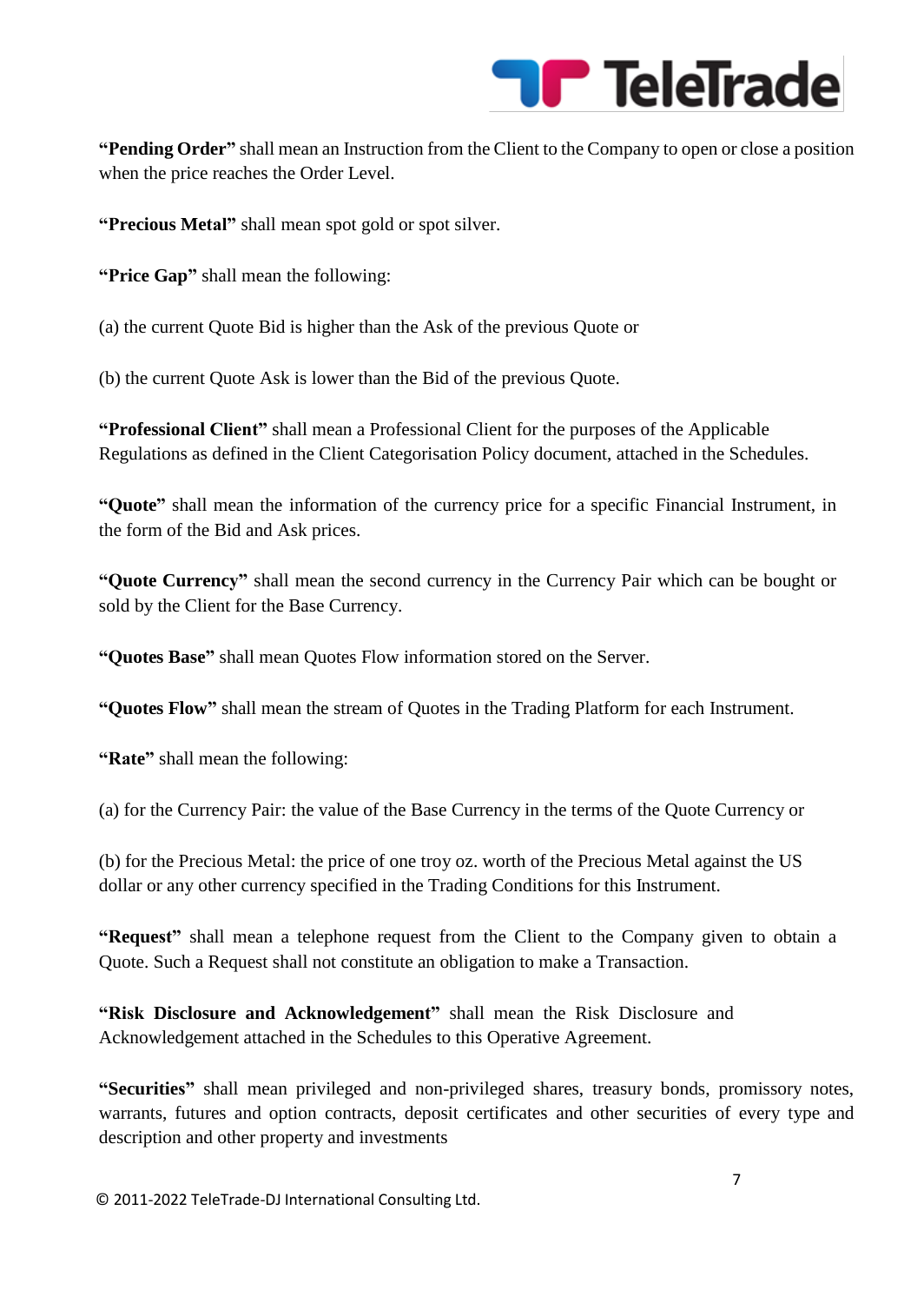**“Pending Order”** shall mean an Instruction from the Client to the Company to open or close a position when the price reaches the Order Level.

**“Precious Metal”** shall mean spot gold or spot silver.

**“Price Gap”** shall mean the following:

(a) the current Quote Bid is higher than the Ask of the previous Quote or

(b) the current Quote Ask is lower than the Bid of the previous Quote.

**“Professional Client”** shall mean a Professional Client for the purposes of the Applicable Regulations as defined in the Client Categorisation Policy document, attached in the Schedules.

**“Quote”** shall mean the information of the currency price for a specific Financial Instrument, in the form of the Bid and Ask prices.

**“Quote Currency”** shall mean the second currency in the Currency Pair which can be bought or sold by the Client for the Base Currency.

**“Quotes Base”** shall mean Quotes Flow information stored on the Server.

**“Quotes Flow”** shall mean the stream of Quotes in the Trading Platform for each Instrument.

**“Rate”** shall mean the following:

(a) for the Currency Pair: the value of the Base Currency in the terms of the Quote Currency or

(b) for the Precious Metal: the price of one troy oz. worth of the Precious Metal against the US dollar or any other currency specified in the Trading Conditions for this Instrument.

**“Request”** shall mean a telephone request from the Client to the Company given to obtain a Quote. Such a Request shall not constitute an obligation to make a Transaction.

**“Risk Disclosure and Acknowledgement”** shall mean the Risk Disclosure and Acknowledgement attached in the Schedules to this Operative Agreement.

**“Securities”** shall mean privileged and non-privileged shares, treasury bonds, promissory notes, warrants, futures and option contracts, deposit certificates and other securities of every type and description and other property and investments

© 2011-2022 TeleTrade-DJ International Consulting Ltd.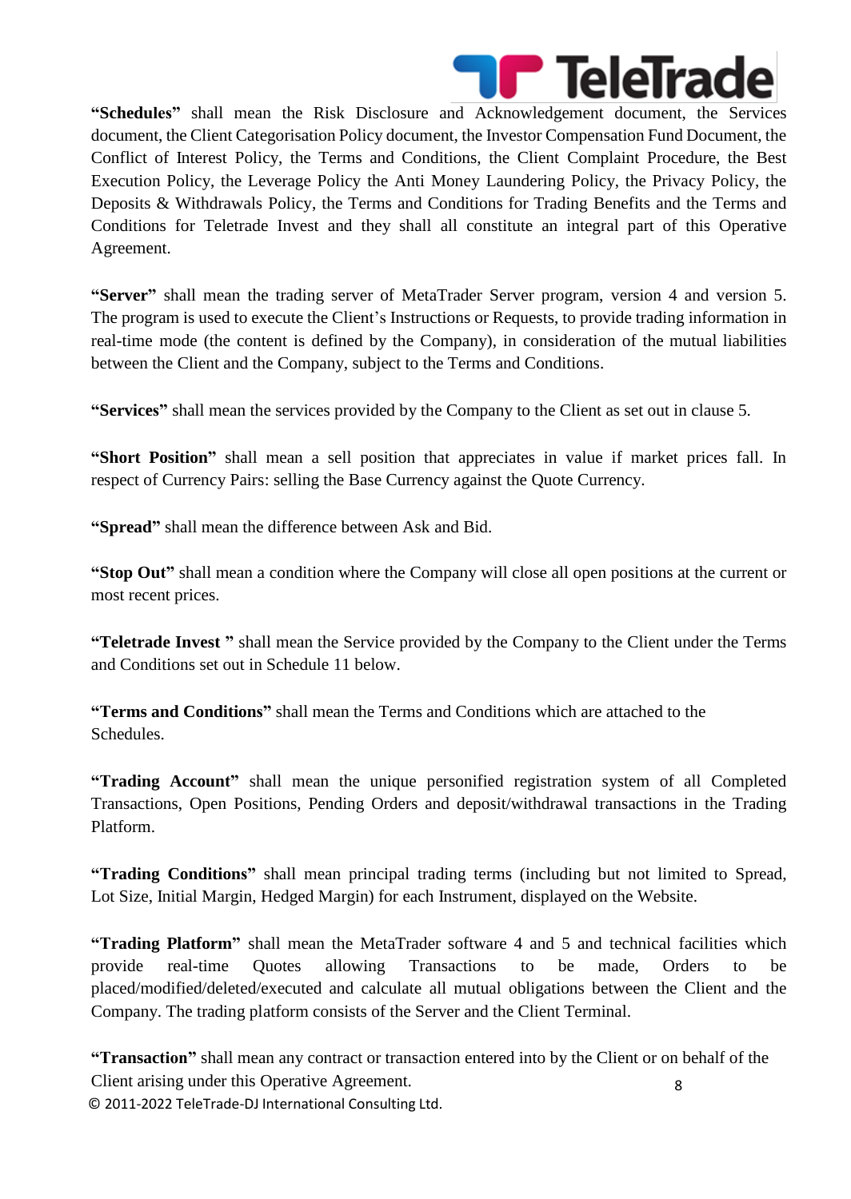**"Schedules"** shall mean the Risk Disclosure and Acknowledgement document, the Services document, the Client Categorisation Policy document, the Investor Compensation Fund Document, the Conflict of Interest Policy, the Terms and Conditions, the Client Complaint Procedure, the Best Execution Policy, the Leverage Policy the Anti Money Laundering Policy, the Privacy Policy, the Deposits & Withdrawals Policy, the Terms and Conditions for Trading Benefits and the Terms and Conditions for Teletrade Invest and they shall all constitute an integral part of this Operative Agreement.

**"Server"** shall mean the trading server of MetaTrader Server program, version 4 and version 5. The program is used to execute the Client's Instructions or Requests, to provide trading information in real-time mode (the content is defined by the Company), in consideration of the mutual liabilities between the Client and the Company, subject to the Terms and Conditions.

**"Services"** shall mean the services provided by the Company to the Client as set out in clause 5.

**"Short Position"** shall mean a sell position that appreciates in value if market prices fall. In respect of Currency Pairs: selling the Base Currency against the Quote Currency.

**"Spread"** shall mean the difference between Ask and Bid.

**"Stop Out"** shall mean a condition where the Company will close all open positions at the current or most recent prices.

**"Teletrade Invest "** shall mean the Service provided by the Company to the Client under the Terms and Conditions set out in Schedule 11 below.

**"Terms and Conditions"** shall mean the Terms and Conditions which are attached to the Schedules.

**"Trading Account"** shall mean the unique personified registration system of all Completed Transactions, Open Positions, Pending Orders and deposit/withdrawal transactions in the Trading Platform.

**"Trading Conditions"** shall mean principal trading terms (including but not limited to Spread, Lot Size, Initial Margin, Hedged Margin) for each Instrument, displayed on the Website.

**"Trading Platform"** shall mean the MetaTrader software 4 and 5 and technical facilities which provide real-time Quotes allowing Transactions to be made, Orders to be placed/modified/deleted/executed and calculate all mutual obligations between the Client and the Company. The trading platform consists of the Server and the Client Terminal.

**"Transaction"** shall mean any contract or transaction entered into by the Client or on behalf of the Client arising under this Operative Agreement.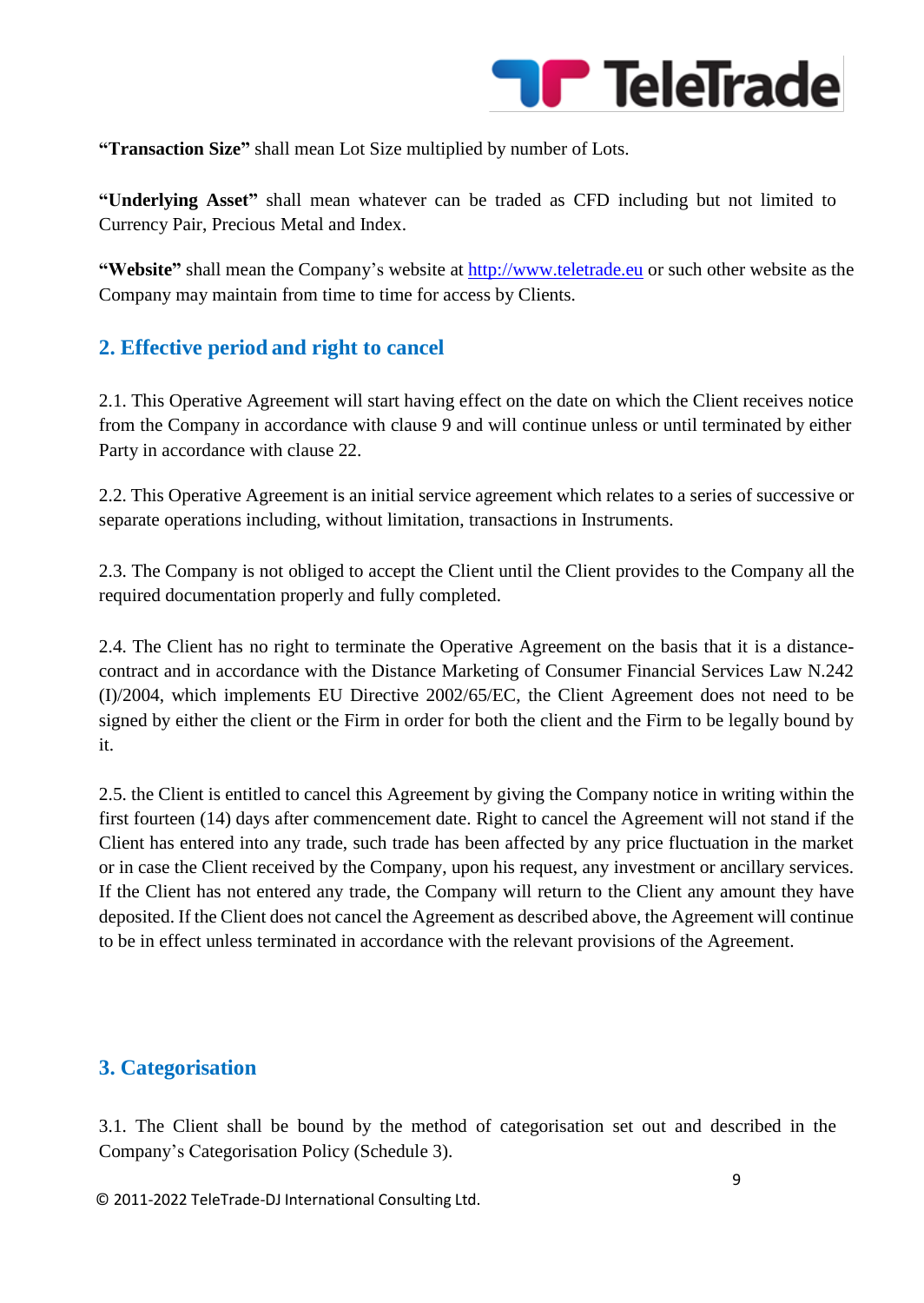**"Transaction Size"** shall mean Lot Size multiplied by number of Lots.

**"Underlying Asset"** shall mean whatever can be traded as CFD including but not limited to Currency Pair, Precious Metal and Index.

**"Website"** shall mean the Company's website at http://www.teletrade.eu or such other website as the Company may maintain from time to time for access by Clients.

## 2. Effective period and right to cancel

2.1. This Operative Agreement will start having effect on the date on which the Client receives notice from the Company in accordance with clause 9 and will continue unless or until terminated by either Party in accordance with clause 22.

2.2. This Operative Agreement is an initial service agreement which relates to a series of successive or separate operations including, without limitation, transactions in Instruments.

2.3. The Company is not obliged to accept the Client until the Client provides to the Company all the required documentation properly and fully completed.

2.4. The Client has no right to terminate the Operative Agreement on the basis that it is a distance-contract and in accordance with the Distance Marketing of Consumer Financial Services Law N.242 (I)/2004, which implements EU Directive 2002/65/EC, the Client Agreement does not need to be signed by either the client or the Firm in order for both the client and the Firm to be legally bound by it.

2.5. the Client is entitled to cancel this Agreement by giving the Company notice in writing within the first fourteen (14) days after commencement date. Right to cancel the Agreement will not stand if the Client has entered into any trade, such trade has been affected by any price fluctuation in the market or in case the Client received by the Company, upon his request, any investment or ancillary services. If the Client has not entered any trade, the Company will return to the Client any amount they have deposited. If the Client does not cancel the Agreement as described above, the Agreement will continue to be in effect unless terminated in accordance with the relevant provisions of the Agreement.

## 3. Categorisation

3.1. The Client shall be bound by the method of categorisation set out and described in the Company's Categorisation Policy (Schedule 3).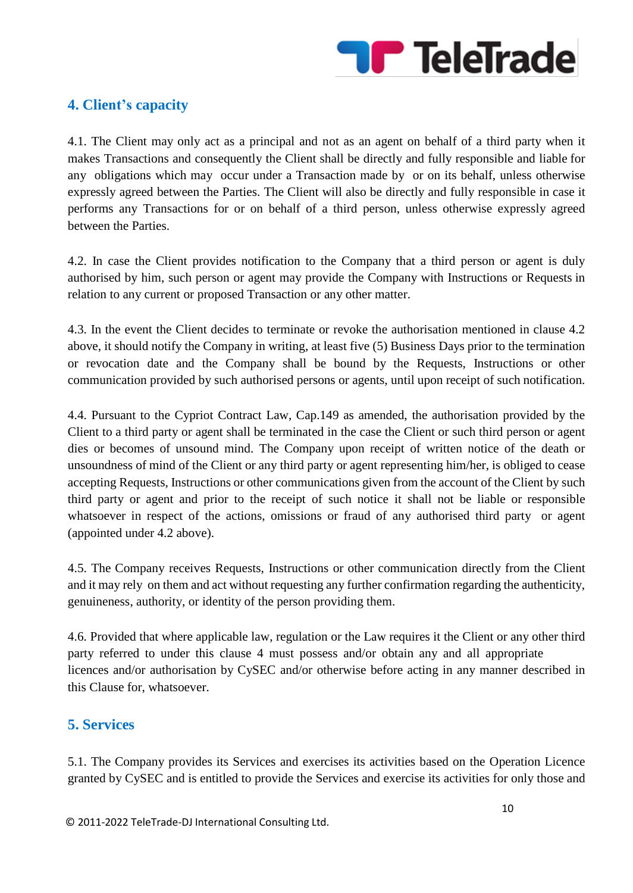## 4. Client's capacity

4.1. The Client may only act as a principal and not as an agent on behalf of a third party when it makes Transactions and consequently the Client shall be directly and fully responsible and liable for any obligations which may occur under a Transaction made by or on its behalf, unless otherwise expressly agreed between the Parties. The Client will also be directly and fully responsible in case it performs any Transactions for or on behalf of a third person, unless otherwise expressly agreed between the Parties.

4.2. In case the Client provides notification to the Company that a third person or agent is duly authorised by him, such person or agent may provide the Company with Instructions or Requests in relation to any current or proposed Transaction or any other matter.

4.3. In the event the Client decides to terminate or revoke the authorisation mentioned in clause 4.2 above, it should notify the Company in writing, at least five (5) Business Days prior to the termination or revocation date and the Company shall be bound by the Requests, Instructions or other communication provided by such authorised persons or agents, until upon receipt of such notification.

4.4. Pursuant to the Cypriot Contract Law, Cap.149 as amended, the authorisation provided by the Client to a third party or agent shall be terminated in the case the Client or such third person or agent dies or becomes of unsound mind. The Company upon receipt of written notice of the death or unsoundness of mind of the Client or any third party or agent representing him/her, is obliged to cease accepting Requests, Instructions or other communications given from the account of the Client by such third party or agent and prior to the receipt of such notice it shall not be liable or responsible whatsoever in respect of the actions, omissions or fraud of any authorised third party or agent (appointed under 4.2 above).

4.5. The Company receives Requests, Instructions or other communication directly from the Client and it may rely on them and act without requesting any further confirmation regarding the authenticity, genuineness, authority, or identity of the person providing them.

4.6. Provided that where applicable law, regulation or the Law requires it the Client or any other third party referred to under this clause 4 must possess and/or obtain any and all appropriate licences and/or authorisation by CySEC and/or otherwise before acting in any manner described in this Clause for, whatsoever.

## 5. Services

5.1. The Company provides its Services and exercises its activities based on the Operation Licence granted by CySEC and is entitled to provide the Services and exercise its activities for only those and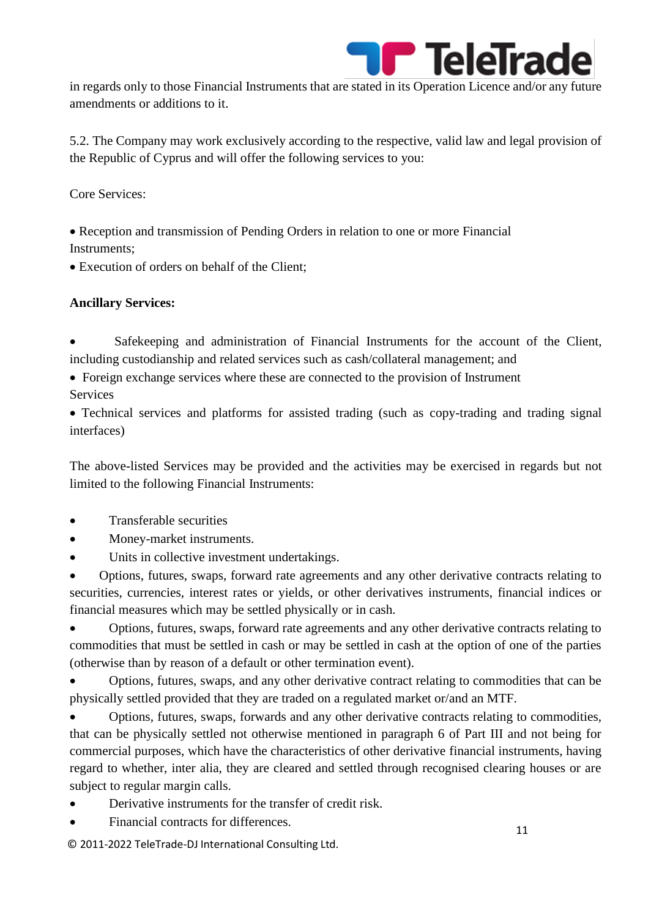in regards only to those Financial Instruments that are stated in its Operation Licence and/or any future amendments or additions to it.

5.2. The Company may work exclusively according to the respective, valid law and legal provision of the Republic of Cyprus and will offer the following services to you:

Core Services:

- Reception and transmission of Pending Orders in relation to one or more Financial Instruments;
- Execution of orders on behalf of the Client;

**Ancillary Services:**

- Safekeeping and administration of Financial Instruments for the account of the Client, including custodianship and related services such as cash/collateral management; and
- Foreign exchange services where these are connected to the provision of Instrument Services
- Technical services and platforms for assisted trading (such as copy-trading and trading signal interfaces)

The above-listed Services may be provided and the activities may be exercised in regards but not limited to the following Financial Instruments:

- Transferable securities
- Money-market instruments.
- Units in collective investment undertakings.
- Options, futures, swaps, forward rate agreements and any other derivative contracts relating to securities, currencies, interest rates or yields, or other derivatives instruments, financial indices or financial measures which may be settled physically or in cash.
- Options, futures, swaps, forward rate agreements and any other derivative contracts relating to commodities that must be settled in cash or may be settled in cash at the option of one of the parties (otherwise than by reason of a default or other termination event).
- Options, futures, swaps, and any other derivative contract relating to commodities that can be physically settled provided that they are traded on a regulated market or/and an MTF.
- Options, futures, swaps, forwards and any other derivative contracts relating to commodities, that can be physically settled not otherwise mentioned in paragraph 6 of Part III and not being for commercial purposes, which have the characteristics of other derivative financial instruments, having regard to whether, inter alia, they are cleared and settled through recognised clearing houses or are subject to regular margin calls.
- Derivative instruments for the transfer of credit risk.
- Financial contracts for differences.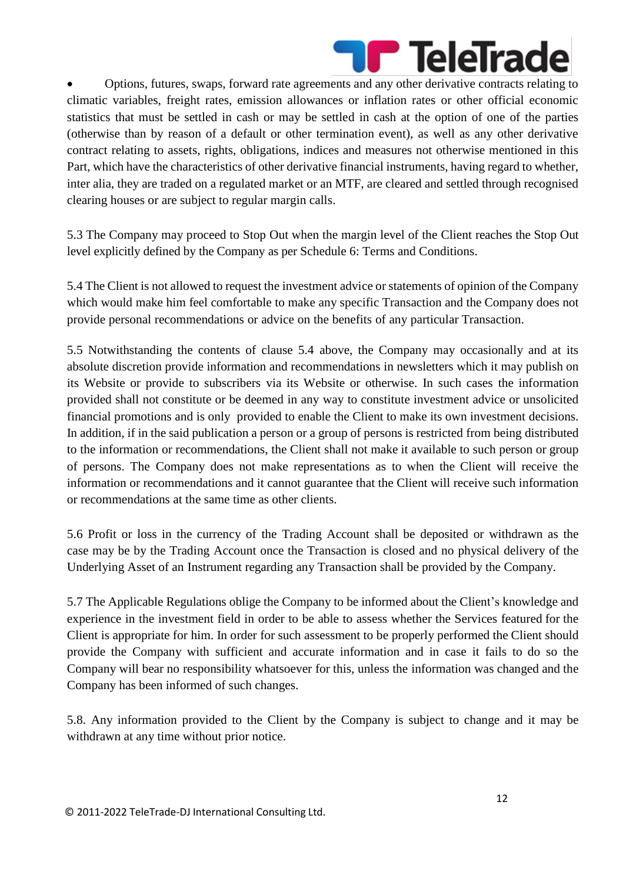- Options, futures, swaps, forward rate agreements and any other derivative contracts relating to climatic variables, freight rates, emission allowances or inflation rates or other official economic statistics that must be settled in cash or may be settled in cash at the option of one of the parties (otherwise than by reason of a default or other termination event), as well as any other derivative contract relating to assets, rights, obligations, indices and measures not otherwise mentioned in this Part, which have the characteristics of other derivative financial instruments, having regard to whether, inter alia, they are traded on a regulated market or an MTF, are cleared and settled through recognised clearing houses or are subject to regular margin calls.

5.3 The Company may proceed to Stop Out when the margin level of the Client reaches the Stop Out level explicitly defined by the Company as per Schedule 6: Terms and Conditions.

5.4 The Client is not allowed to request the investment advice or statements of opinion of the Company which would make him feel comfortable to make any specific Transaction and the Company does not provide personal recommendations or advice on the benefits of any particular Transaction.

5.5 Notwithstanding the contents of clause 5.4 above, the Company may occasionally and at its absolute discretion provide information and recommendations in newsletters which it may publish on its Website or provide to subscribers via its Website or otherwise. In such cases the information provided shall not constitute or be deemed in any way to constitute investment advice or unsolicited financial promotions and is only provided to enable the Client to make its own investment decisions. In addition, if in the said publication a person or a group of persons is restricted from being distributed to the information or recommendations, the Client shall not make it available to such person or group of persons. The Company does not make representations as to when the Client will receive the information or recommendations and it cannot guarantee that the Client will receive such information or recommendations at the same time as other clients.

5.6 Profit or loss in the currency of the Trading Account shall be deposited or withdrawn as the case may be by the Trading Account once the Transaction is closed and no physical delivery of the Underlying Asset of an Instrument regarding any Transaction shall be provided by the Company.

5.7 The Applicable Regulations oblige the Company to be informed about the Client's knowledge and experience in the investment field in order to be able to assess whether the Services featured for the Client is appropriate for him. In order for such assessment to be properly performed the Client should provide the Company with sufficient and accurate information and in case it fails to do so the Company will bear no responsibility whatsoever for this, unless the information was changed and the Company has been informed of such changes.

5.8. Any information provided to the Client by the Company is subject to change and it may be withdrawn at any time without prior notice.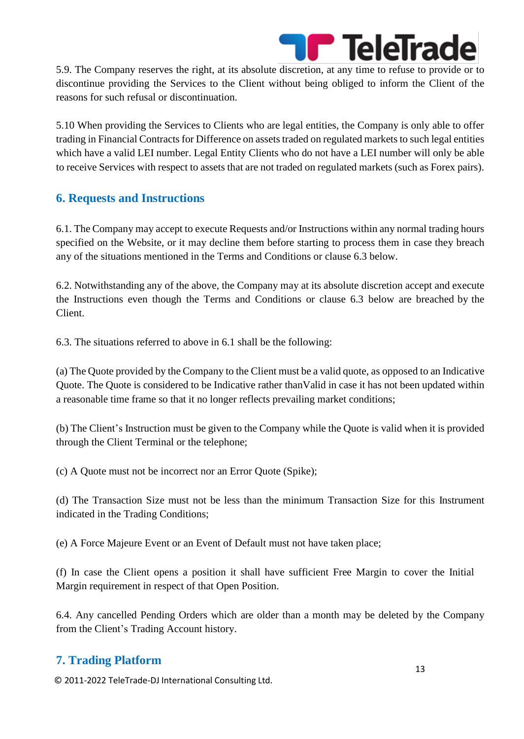5.9. The Company reserves the right, at its absolute discretion, at any time to refuse to provide or to discontinue providing the Services to the Client without being obliged to inform the Client of the reasons for such refusal or discontinuation.

5.10 When providing the Services to Clients who are legal entities, the Company is only able to offer trading in Financial Contracts for Difference on assets traded on regulated markets to such legal entities which have a valid LEI number. Legal Entity Clients who do not have a LEI number will only be able to receive Services with respect to assets that are not traded on regulated markets (such as Forex pairs).

## 6. Requests and Instructions

6.1. The Company may accept to execute Requests and/or Instructions within any normal trading hours specified on the Website, or it may decline them before starting to process them in case they breach any of the situations mentioned in the Terms and Conditions or clause 6.3 below.

6.2. Notwithstanding any of the above, the Company may at its absolute discretion accept and execute the Instructions even though the Terms and Conditions or clause 6.3 below are breached by the Client.

6.3. The situations referred to above in 6.1 shall be the following:

(a) The Quote provided by the Company to the Client must be a valid quote, as opposed to an Indicative Quote. The Quote is considered to be Indicative rather thanValid in case it has not been updated within a reasonable time frame so that it no longer reflects prevailing market conditions;

(b) The Client's Instruction must be given to the Company while the Quote is valid when it is provided through the Client Terminal or the telephone;

(c) A Quote must not be incorrect nor an Error Quote (Spike);

(d) The Transaction Size must not be less than the minimum Transaction Size for this Instrument indicated in the Trading Conditions;

(e) A Force Majeure Event or an Event of Default must not have taken place;

(f) In case the Client opens a position it shall have sufficient Free Margin to cover the Initial Margin requirement in respect of that Open Position.

6.4. Any cancelled Pending Orders which are older than a month may be deleted by the Company from the Client's Trading Account history.

## 7. Trading Platform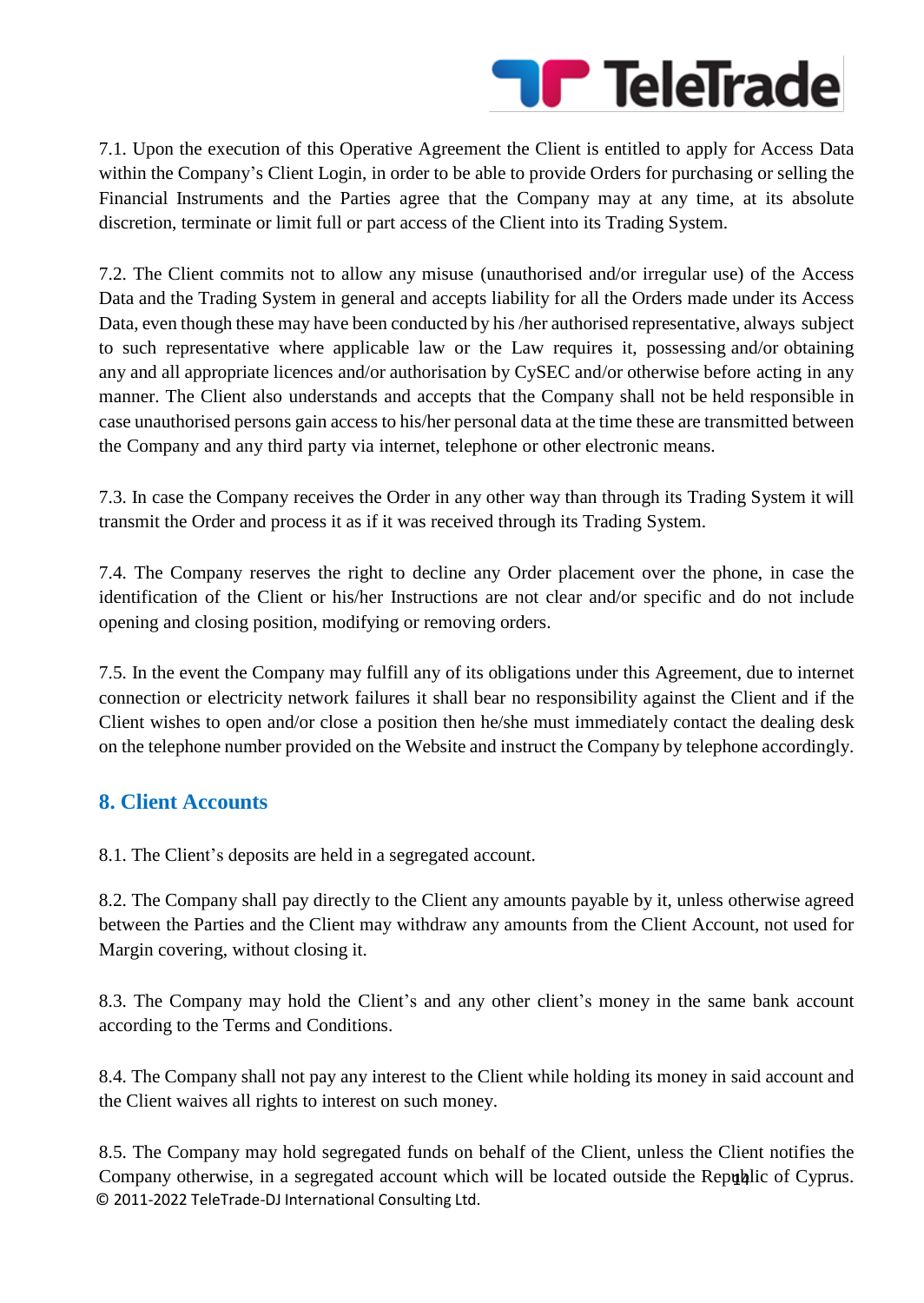7.1. Upon the execution of this Operative Agreement the Client is entitled to apply for Access Data within the Company's Client Login, in order to be able to provide Orders for purchasing or selling the Financial Instruments and the Parties agree that the Company may at any time, at its absolute discretion, terminate or limit full or part access of the Client into its Trading System.

7.2. The Client commits not to allow any misuse (unauthorised and/or irregular use) of the Access Data and the Trading System in general and accepts liability for all the Orders made under its Access Data, even though these may have been conducted by his /her authorised representative, always subject to such representative where applicable law or the Law requires it, possessing and/or obtaining any and all appropriate licences and/or authorisation by CySEC and/or otherwise before acting in any manner. The Client also understands and accepts that the Company shall not be held responsible in case unauthorised persons gain access to his/her personal data at the time these are transmitted between the Company and any third party via internet, telephone or other electronic means.

7.3. In case the Company receives the Order in any other way than through its Trading System it will transmit the Order and process it as if it was received through its Trading System.

7.4. The Company reserves the right to decline any Order placement over the phone, in case the identification of the Client or his/her Instructions are not clear and/or specific and do not include opening and closing position, modifying or removing orders.

7.5. In the event the Company may fulfill any of its obligations under this Agreement, due to internet connection or electricity network failures it shall bear no responsibility against the Client and if the Client wishes to open and/or close a position then he/she must immediately contact the dealing desk on the telephone number provided on the Website and instruct the Company by telephone accordingly.

## 8. Client Accounts

8.1. The Client's deposits are held in a segregated account.

8.2. The Company shall pay directly to the Client any amounts payable by it, unless otherwise agreed between the Parties and the Client may withdraw any amounts from the Client Account, not used for Margin covering, without closing it.

8.3. The Company may hold the Client's and any other client's money in the same bank account according to the Terms and Conditions.

8.4. The Company shall not pay any interest to the Client while holding its money in said account and the Client waives all rights to interest on such money.

8.5. The Company may hold segregated funds on behalf of the Client, unless the Client notifies the Company otherwise, in a segregated account which will be located outside the Republic of Cyprus.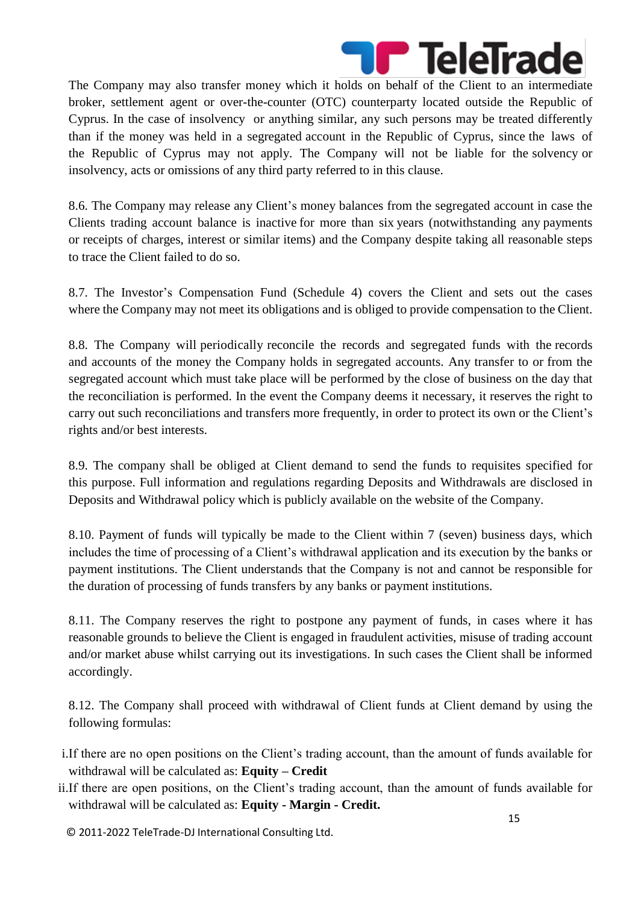The Company may also transfer money which it holds on behalf of the Client to an intermediate broker, settlement agent or over-the-counter (OTC) counterparty located outside the Republic of Cyprus. In the case of insolvency or anything similar, any such persons may be treated differently than if the money was held in a segregated account in the Republic of Cyprus, since the laws of the Republic of Cyprus may not apply. The Company will not be liable for the solvency or insolvency, acts or omissions of any third party referred to in this clause.

8.6. The Company may release any Client's money balances from the segregated account in case the Clients trading account balance is inactive for more than six years (notwithstanding any payments or receipts of charges, interest or similar items) and the Company despite taking all reasonable steps to trace the Client failed to do so.

8.7. The Investor's Compensation Fund (Schedule 4) covers the Client and sets out the cases where the Company may not meet its obligations and is obliged to provide compensation to the Client.

8.8. The Company will periodically reconcile the records and segregated funds with the records and accounts of the money the Company holds in segregated accounts. Any transfer to or from the segregated account which must take place will be performed by the close of business on the day that the reconciliation is performed. In the event the Company deems it necessary, it reserves the right to carry out such reconciliations and transfers more frequently, in order to protect its own or the Client's rights and/or best interests.

8.9. The company shall be obliged at Client demand to send the funds to requisites specified for this purpose. Full information and regulations regarding Deposits and Withdrawals are disclosed in Deposits and Withdrawal policy which is publicly available on the website of the Company.

8.10. Payment of funds will typically be made to the Client within 7 (seven) business days, which includes the time of processing of a Client's withdrawal application and its execution by the banks or payment institutions. The Client understands that the Company is not and cannot be responsible for the duration of processing of funds transfers by any banks or payment institutions.

8.11. The Company reserves the right to postpone any payment of funds, in cases where it has reasonable grounds to believe the Client is engaged in fraudulent activities, misuse of trading account and/or market abuse whilst carrying out its investigations. In such cases the Client shall be informed accordingly.

8.12. The Company shall proceed with withdrawal of Client funds at Client demand by using the following formulas:

i. If there are no open positions on the Client's trading account, than the amount of funds available for withdrawal will be calculated as: **Equity – Credit**
ii. If there are open positions, on the Client's trading account, than the amount of funds available for withdrawal will be calculated as: **Equity - Margin - Credit.**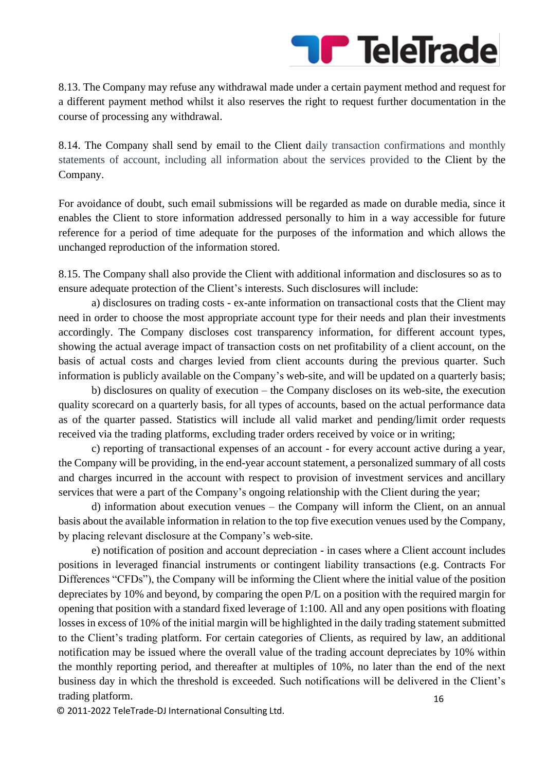8.13. The Company may refuse any withdrawal made under a certain payment method and request for a different payment method whilst it also reserves the right to request further documentation in the course of processing any withdrawal.

8.14. The Company shall send by email to the Client daily transaction confirmations and monthly statements of account, including all information about the services provided to the Client by the Company.

For avoidance of doubt, such email submissions will be regarded as made on durable media, since it enables the Client to store information addressed personally to him in a way accessible for future reference for a period of time adequate for the purposes of the information and which allows the unchanged reproduction of the information stored.

8.15. The Company shall also provide the Client with additional information and disclosures so as to ensure adequate protection of the Client's interests. Such disclosures will include:

a) disclosures on trading costs - ex-ante information on transactional costs that the Client may need in order to choose the most appropriate account type for their needs and plan their investments accordingly. The Company discloses cost transparency information, for different account types, showing the actual average impact of transaction costs on net profitability of a client account, on the basis of actual costs and charges levied from client accounts during the previous quarter. Such information is publicly available on the Company's web-site, and will be updated on a quarterly basis;

b) disclosures on quality of execution – the Company discloses on its web-site, the execution quality scorecard on a quarterly basis, for all types of accounts, based on the actual performance data as of the quarter passed. Statistics will include all valid market and pending/limit order requests received via the trading platforms, excluding trader orders received by voice or in writing;

c) reporting of transactional expenses of an account - for every account active during a year, the Company will be providing, in the end-year account statement, a personalized summary of all costs and charges incurred in the account with respect to provision of investment services and ancillary services that were a part of the Company's ongoing relationship with the Client during the year;

d) information about execution venues – the Company will inform the Client, on an annual basis about the available information in relation to the top five execution venues used by the Company, by placing relevant disclosure at the Company's web-site.

e) notification of position and account depreciation - in cases where a Client account includes positions in leveraged financial instruments or contingent liability transactions (e.g. Contracts For Differences "CFDs"), the Company will be informing the Client where the initial value of the position depreciates by 10% and beyond, by comparing the open P/L on a position with the required margin for opening that position with a standard fixed leverage of 1:100. All and any open positions with floating losses in excess of 10% of the initial margin will be highlighted in the daily trading statement submitted to the Client's trading platform. For certain categories of Clients, as required by law, an additional notification may be issued where the overall value of the trading account depreciates by 10% within the monthly reporting period, and thereafter at multiples of 10%, no later than the end of the next business day in which the threshold is exceeded. Such notifications will be delivered in the Client's trading platform.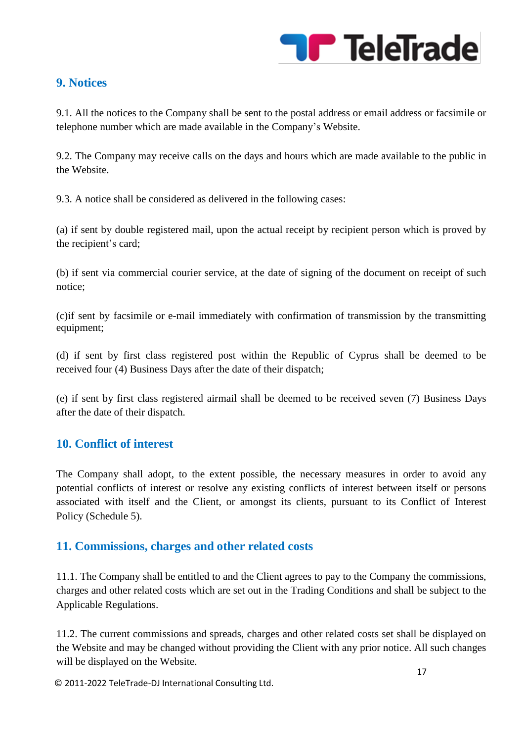## 9. Notices

9.1. All the notices to the Company shall be sent to the postal address or email address or facsimile or telephone number which are made available in the Company's Website.

9.2. The Company may receive calls on the days and hours which are made available to the public in the Website.

9.3. A notice shall be considered as delivered in the following cases:

(a) if sent by double registered mail, upon the actual receipt by recipient person which is proved by the recipient's card;

(b) if sent via commercial courier service, at the date of signing of the document on receipt of such notice;

(c)if sent by facsimile or e-mail immediately with confirmation of transmission by the transmitting equipment;

(d) if sent by first class registered post within the Republic of Cyprus shall be deemed to be received four (4) Business Days after the date of their dispatch;

(e) if sent by first class registered airmail shall be deemed to be received seven (7) Business Days after the date of their dispatch.

## 10. Conflict of interest

The Company shall adopt, to the extent possible, the necessary measures in order to avoid any potential conflicts of interest or resolve any existing conflicts of interest between itself or persons associated with itself and the Client, or amongst its clients, pursuant to its Conflict of Interest Policy (Schedule 5).

## 11. Commissions, charges and other related costs

11.1. The Company shall be entitled to and the Client agrees to pay to the Company the commissions, charges and other related costs which are set out in the Trading Conditions and shall be subject to the Applicable Regulations.

11.2. The current commissions and spreads, charges and other related costs set shall be displayed on the Website and may be changed without providing the Client with any prior notice. All such changes will be displayed on the Website.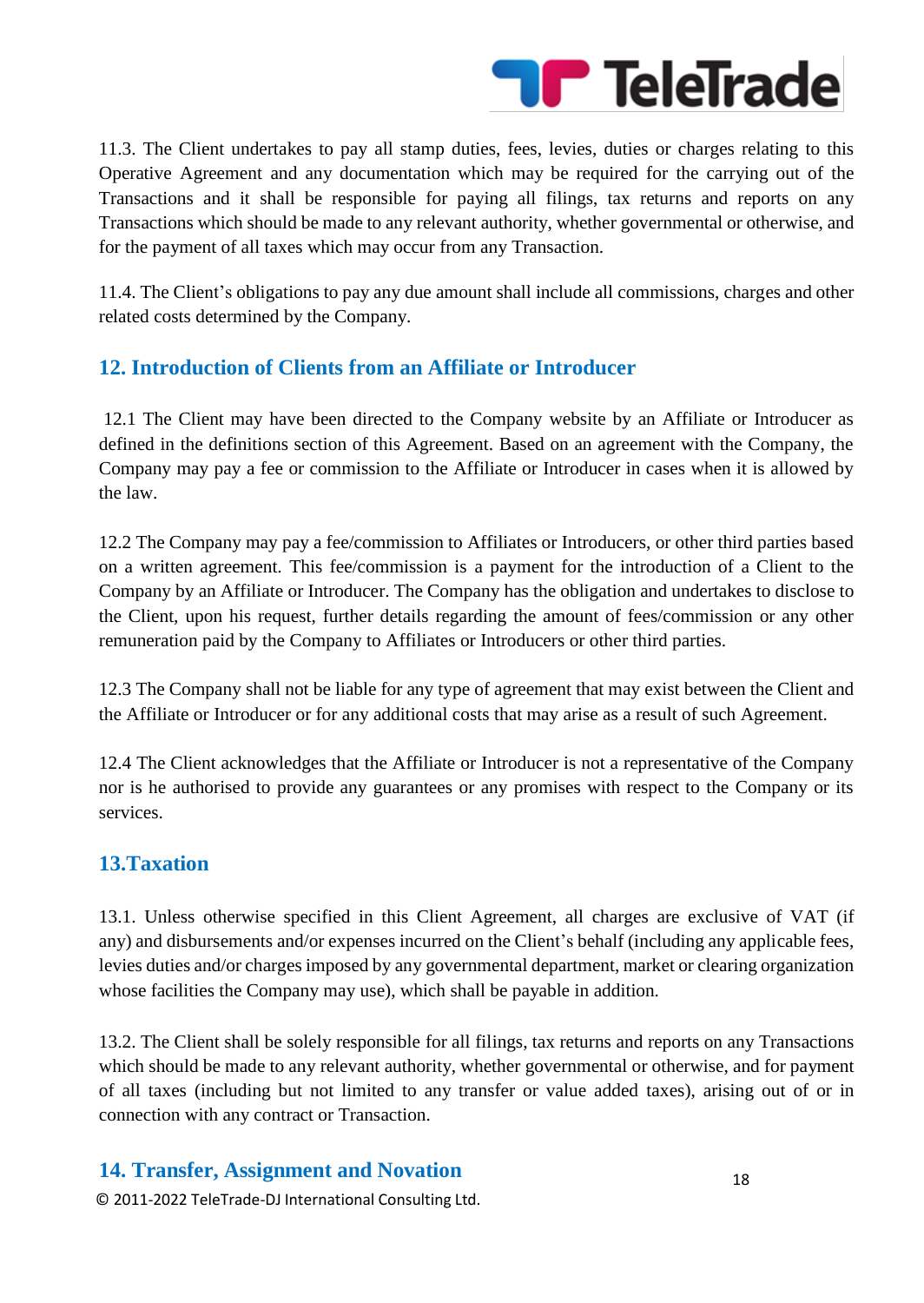11.3. The Client undertakes to pay all stamp duties, fees, levies, duties or charges relating to this Operative Agreement and any documentation which may be required for the carrying out of the Transactions and it shall be responsible for paying all filings, tax returns and reports on any Transactions which should be made to any relevant authority, whether governmental or otherwise, and for the payment of all taxes which may occur from any Transaction.

11.4. The Client's obligations to pay any due amount shall include all commissions, charges and other related costs determined by the Company.

## 12. Introduction of Clients from an Affiliate or Introducer

12.1 The Client may have been directed to the Company website by an Affiliate or Introducer as defined in the definitions section of this Agreement. Based on an agreement with the Company, the Company may pay a fee or commission to the Affiliate or Introducer in cases when it is allowed by the law.

12.2 The Company may pay a fee/commission to Affiliates or Introducers, or other third parties based on a written agreement. This fee/commission is a payment for the introduction of a Client to the Company by an Affiliate or Introducer. The Company has the obligation and undertakes to disclose to the Client, upon his request, further details regarding the amount of fees/commission or any other remuneration paid by the Company to Affiliates or Introducers or other third parties.

12.3 The Company shall not be liable for any type of agreement that may exist between the Client and the Affiliate or Introducer or for any additional costs that may arise as a result of such Agreement.

12.4 The Client acknowledges that the Affiliate or Introducer is not a representative of the Company nor is he authorised to provide any guarantees or any promises with respect to the Company or its services.

## 13.Taxation

13.1. Unless otherwise specified in this Client Agreement, all charges are exclusive of VAT (if any) and disbursements and/or expenses incurred on the Client's behalf (including any applicable fees, levies duties and/or charges imposed by any governmental department, market or clearing organization whose facilities the Company may use), which shall be payable in addition.

13.2. The Client shall be solely responsible for all filings, tax returns and reports on any Transactions which should be made to any relevant authority, whether governmental or otherwise, and for payment of all taxes (including but not limited to any transfer or value added taxes), arising out of or in connection with any contract or Transaction.

## 14. Transfer, Assignment and Novation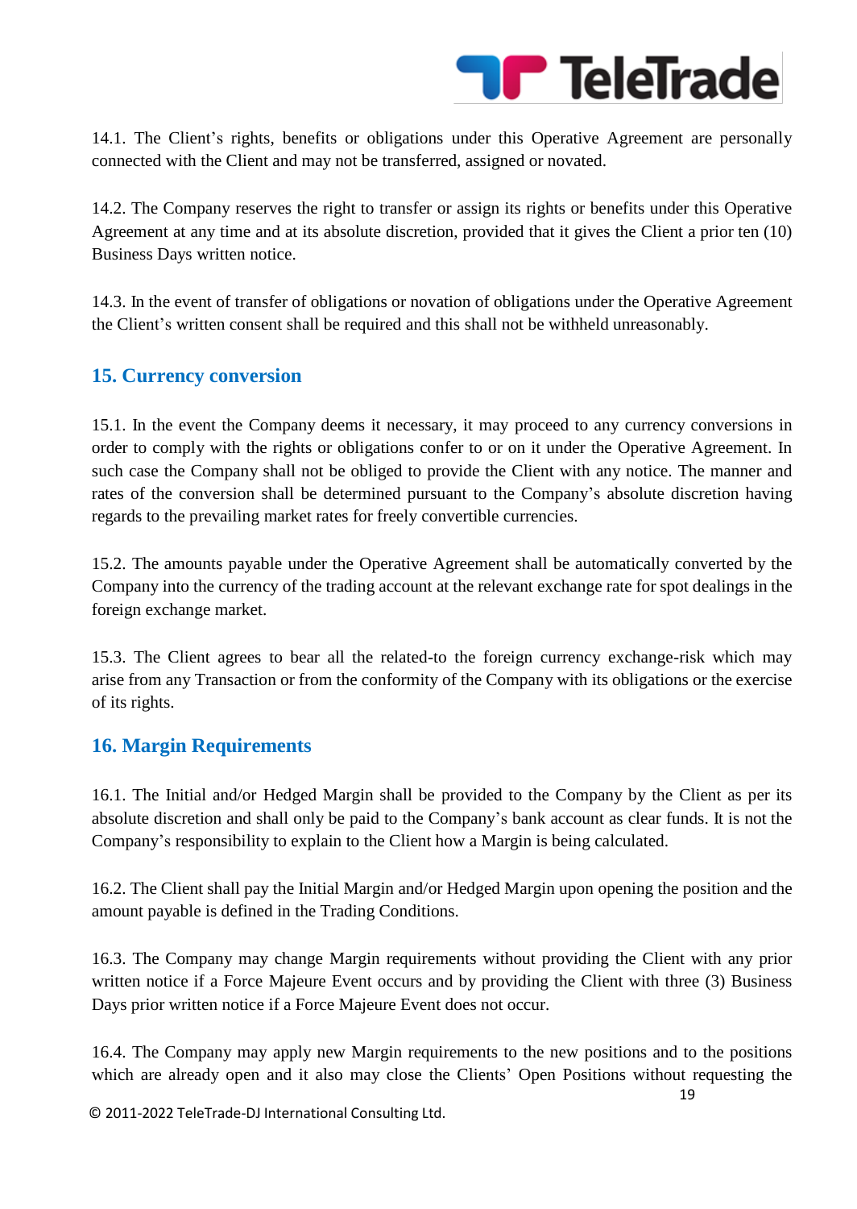14.1. The Client's rights, benefits or obligations under this Operative Agreement are personally connected with the Client and may not be transferred, assigned or novated.

14.2. The Company reserves the right to transfer or assign its rights or benefits under this Operative Agreement at any time and at its absolute discretion, provided that it gives the Client a prior ten (10) Business Days written notice.

14.3. In the event of transfer of obligations or novation of obligations under the Operative Agreement the Client's written consent shall be required and this shall not be withheld unreasonably.

## 15. Currency conversion

15.1. In the event the Company deems it necessary, it may proceed to any currency conversions in order to comply with the rights or obligations confer to or on it under the Operative Agreement. In such case the Company shall not be obliged to provide the Client with any notice. The manner and rates of the conversion shall be determined pursuant to the Company's absolute discretion having regards to the prevailing market rates for freely convertible currencies.

15.2. The amounts payable under the Operative Agreement shall be automatically converted by the Company into the currency of the trading account at the relevant exchange rate for spot dealings in the foreign exchange market.

15.3. The Client agrees to bear all the related-to the foreign currency exchange-risk which may arise from any Transaction or from the conformity of the Company with its obligations or the exercise of its rights.

## 16. Margin Requirements

16.1. The Initial and/or Hedged Margin shall be provided to the Company by the Client as per its absolute discretion and shall only be paid to the Company's bank account as clear funds. It is not the Company's responsibility to explain to the Client how a Margin is being calculated.

16.2. The Client shall pay the Initial Margin and/or Hedged Margin upon opening the position and the amount payable is defined in the Trading Conditions.

16.3. The Company may change Margin requirements without providing the Client with any prior written notice if a Force Majeure Event occurs and by providing the Client with three (3) Business Days prior written notice if a Force Majeure Event does not occur.

16.4. The Company may apply new Margin requirements to the new positions and to the positions which are already open and it also may close the Clients' Open Positions without requesting the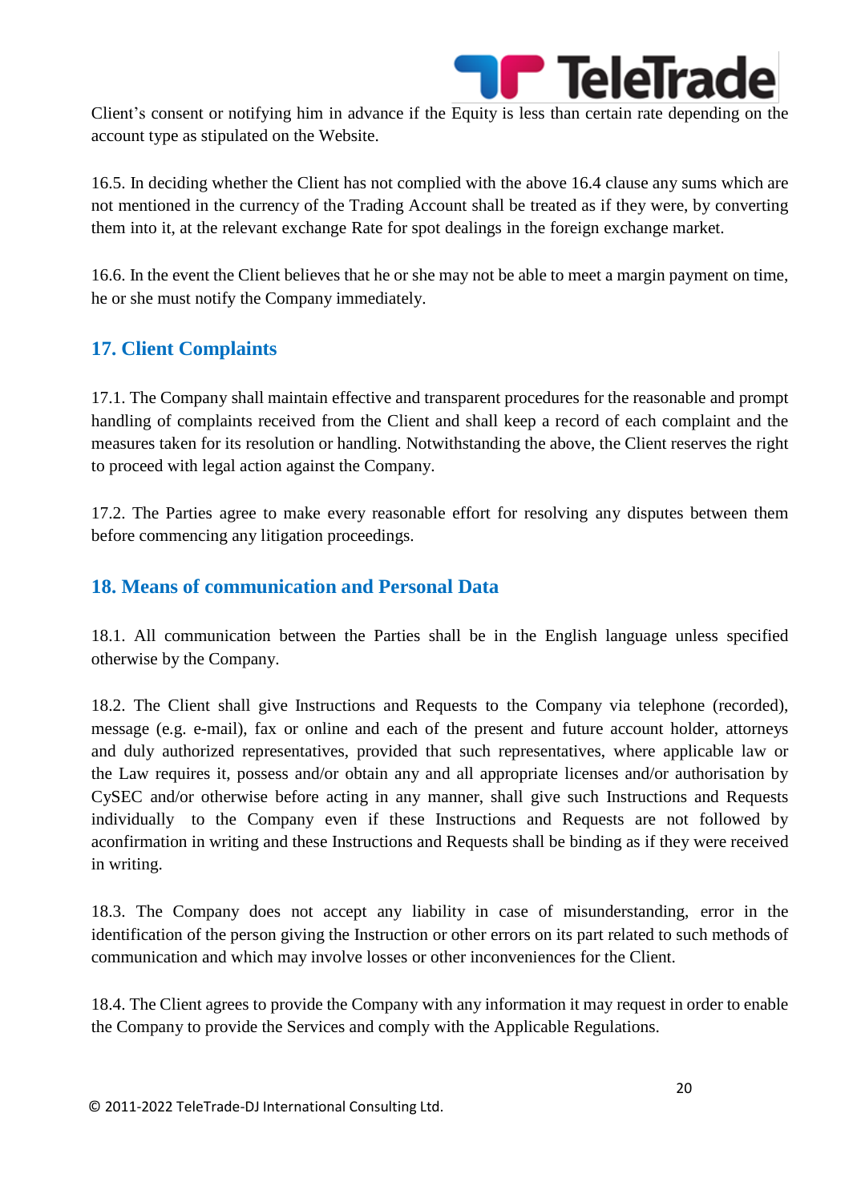Client's consent or notifying him in advance if the Equity is less than certain rate depending on the account type as stipulated on the Website.

16.5. In deciding whether the Client has not complied with the above 16.4 clause any sums which are not mentioned in the currency of the Trading Account shall be treated as if they were, by converting them into it, at the relevant exchange Rate for spot dealings in the foreign exchange market.

16.6. In the event the Client believes that he or she may not be able to meet a margin payment on time, he or she must notify the Company immediately.

## 17. Client Complaints

17.1. The Company shall maintain effective and transparent procedures for the reasonable and prompt handling of complaints received from the Client and shall keep a record of each complaint and the measures taken for its resolution or handling. Notwithstanding the above, the Client reserves the right to proceed with legal action against the Company.

17.2. The Parties agree to make every reasonable effort for resolving any disputes between them before commencing any litigation proceedings.

## 18. Means of communication and Personal Data

18.1. All communication between the Parties shall be in the English language unless specified otherwise by the Company.

18.2. The Client shall give Instructions and Requests to the Company via telephone (recorded), message (e.g. e-mail), fax or online and each of the present and future account holder, attorneys and duly authorized representatives, provided that such representatives, where applicable law or the Law requires it, possess and/or obtain any and all appropriate licenses and/or authorisation by CySEC and/or otherwise before acting in any manner, shall give such Instructions and Requests individually to the Company even if these Instructions and Requests are not followed by aconfirmation in writing and these Instructions and Requests shall be binding as if they were received in writing.

18.3. The Company does not accept any liability in case of misunderstanding, error in the identification of the person giving the Instruction or other errors on its part related to such methods of communication and which may involve losses or other inconveniences for the Client.

18.4. The Client agrees to provide the Company with any information it may request in order to enable the Company to provide the Services and comply with the Applicable Regulations.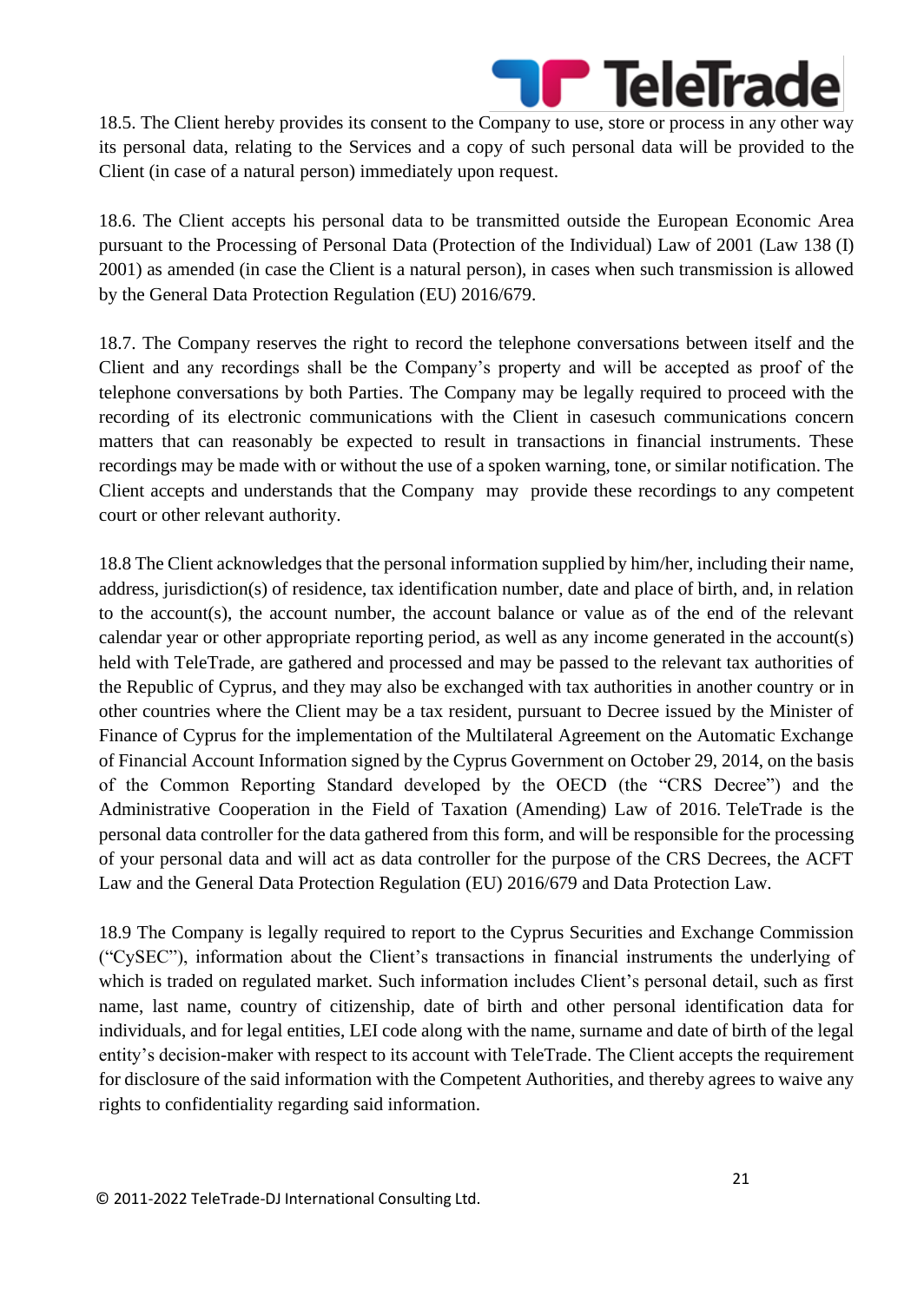18.5. The Client hereby provides its consent to the Company to use, store or process in any other way its personal data, relating to the Services and a copy of such personal data will be provided to the Client (in case of a natural person) immediately upon request.

18.6. The Client accepts his personal data to be transmitted outside the European Economic Area pursuant to the Processing of Personal Data (Protection of the Individual) Law of 2001 (Law 138 (I) 2001) as amended (in case the Client is a natural person), in cases when such transmission is allowed by the General Data Protection Regulation (EU) 2016/679.

18.7. The Company reserves the right to record the telephone conversations between itself and the Client and any recordings shall be the Company's property and will be accepted as proof of the telephone conversations by both Parties. The Company may be legally required to proceed with the recording of its electronic communications with the Client in casesuch communications concern matters that can reasonably be expected to result in transactions in financial instruments. These recordings may be made with or without the use of a spoken warning, tone, or similar notification. The Client accepts and understands that the Company may provide these recordings to any competent court or other relevant authority.

18.8 The Client acknowledges that the personal information supplied by him/her, including their name, address, jurisdiction(s) of residence, tax identification number, date and place of birth, and, in relation to the account(s), the account number, the account balance or value as of the end of the relevant calendar year or other appropriate reporting period, as well as any income generated in the account(s) held with TeleTrade, are gathered and processed and may be passed to the relevant tax authorities of the Republic of Cyprus, and they may also be exchanged with tax authorities in another country or in other countries where the Client may be a tax resident, pursuant to Decree issued by the Minister of Finance of Cyprus for the implementation of the Multilateral Agreement on the Automatic Exchange of Financial Account Information signed by the Cyprus Government on October 29, 2014, on the basis of the Common Reporting Standard developed by the OECD (the "CRS Decree") and the Administrative Cooperation in the Field of Taxation (Amending) Law of 2016. TeleTrade is the personal data controller for the data gathered from this form, and will be responsible for the processing of your personal data and will act as data controller for the purpose of the CRS Decrees, the ACFT Law and the General Data Protection Regulation (EU) 2016/679 and Data Protection Law.

18.9 The Company is legally required to report to the Cyprus Securities and Exchange Commission ("CySEC"), information about the Client's transactions in financial instruments the underlying of which is traded on regulated market. Such information includes Client's personal detail, such as first name, last name, country of citizenship, date of birth and other personal identification data for individuals, and for legal entities, LEI code along with the name, surname and date of birth of the legal entity's decision-maker with respect to its account with TeleTrade. The Client accepts the requirement for disclosure of the said information with the Competent Authorities, and thereby agrees to waive any rights to confidentiality regarding said information.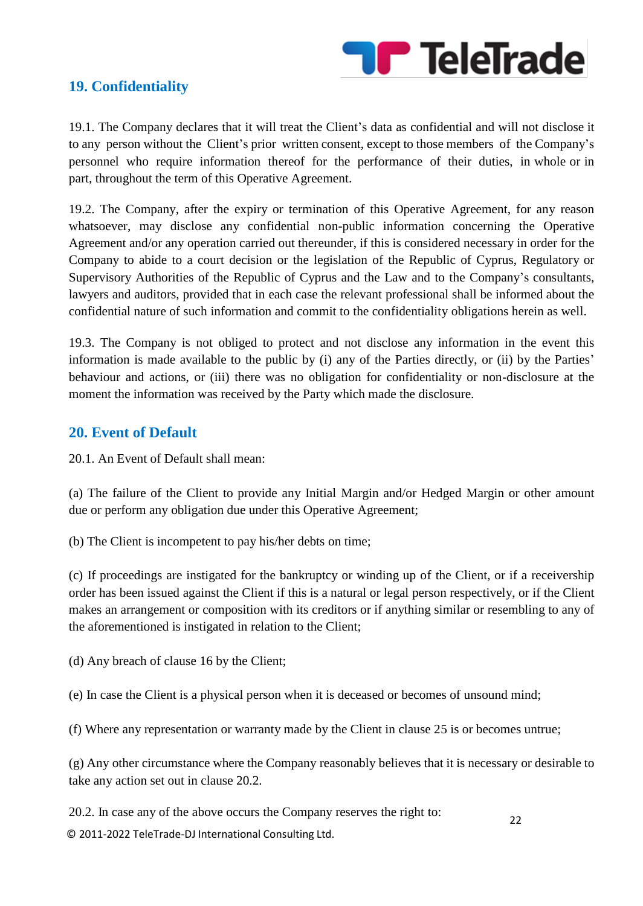## 19. Confidentiality

19.1. The Company declares that it will treat the Client's data as confidential and will not disclose it to any person without the Client's prior written consent, except to those members of the Company's personnel who require information thereof for the performance of their duties, in whole or in part, throughout the term of this Operative Agreement.

19.2. The Company, after the expiry or termination of this Operative Agreement, for any reason whatsoever, may disclose any confidential non-public information concerning the Operative Agreement and/or any operation carried out thereunder, if this is considered necessary in order for the Company to abide to a court decision or the legislation of the Republic of Cyprus, Regulatory or Supervisory Authorities of the Republic of Cyprus and the Law and to the Company's consultants, lawyers and auditors, provided that in each case the relevant professional shall be informed about the confidential nature of such information and commit to the confidentiality obligations herein as well.

19.3. The Company is not obliged to protect and not disclose any information in the event this information is made available to the public by (i) any of the Parties directly, or (ii) by the Parties' behaviour and actions, or (iii) there was no obligation for confidentiality or non-disclosure at the moment the information was received by the Party which made the disclosure.

## 20. Event of Default

20.1. An Event of Default shall mean:

(a) The failure of the Client to provide any Initial Margin and/or Hedged Margin or other amount due or perform any obligation due under this Operative Agreement;

(b) The Client is incompetent to pay his/her debts on time;

(c) If proceedings are instigated for the bankruptcy or winding up of the Client, or if a receivership order has been issued against the Client if this is a natural or legal person respectively, or if the Client makes an arrangement or composition with its creditors or if anything similar or resembling to any of the aforementioned is instigated in relation to the Client;

(d) Any breach of clause 16 by the Client;

(e) In case the Client is a physical person when it is deceased or becomes of unsound mind;

(f) Where any representation or warranty made by the Client in clause 25 is or becomes untrue;

(g) Any other circumstance where the Company reasonably believes that it is necessary or desirable to take any action set out in clause 20.2.

20.2. In case any of the above occurs the Company reserves the right to: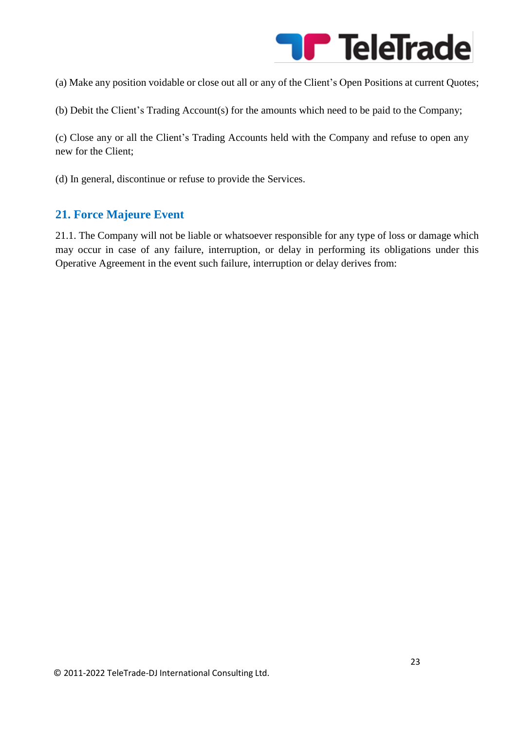(a) Make any position voidable or close out all or any of the Client's Open Positions at current Quotes;

(b) Debit the Client's Trading Account(s) for the amounts which need to be paid to the Company;

(c) Close any or all the Client's Trading Accounts held with the Company and refuse to open any new for the Client;

(d) In general, discontinue or refuse to provide the Services.

## 21. Force Majeure Event

21.1. The Company will not be liable or whatsoever responsible for any type of loss or damage which may occur in case of any failure, interruption, or delay in performing its obligations under this Operative Agreement in the event such failure, interruption or delay derives from: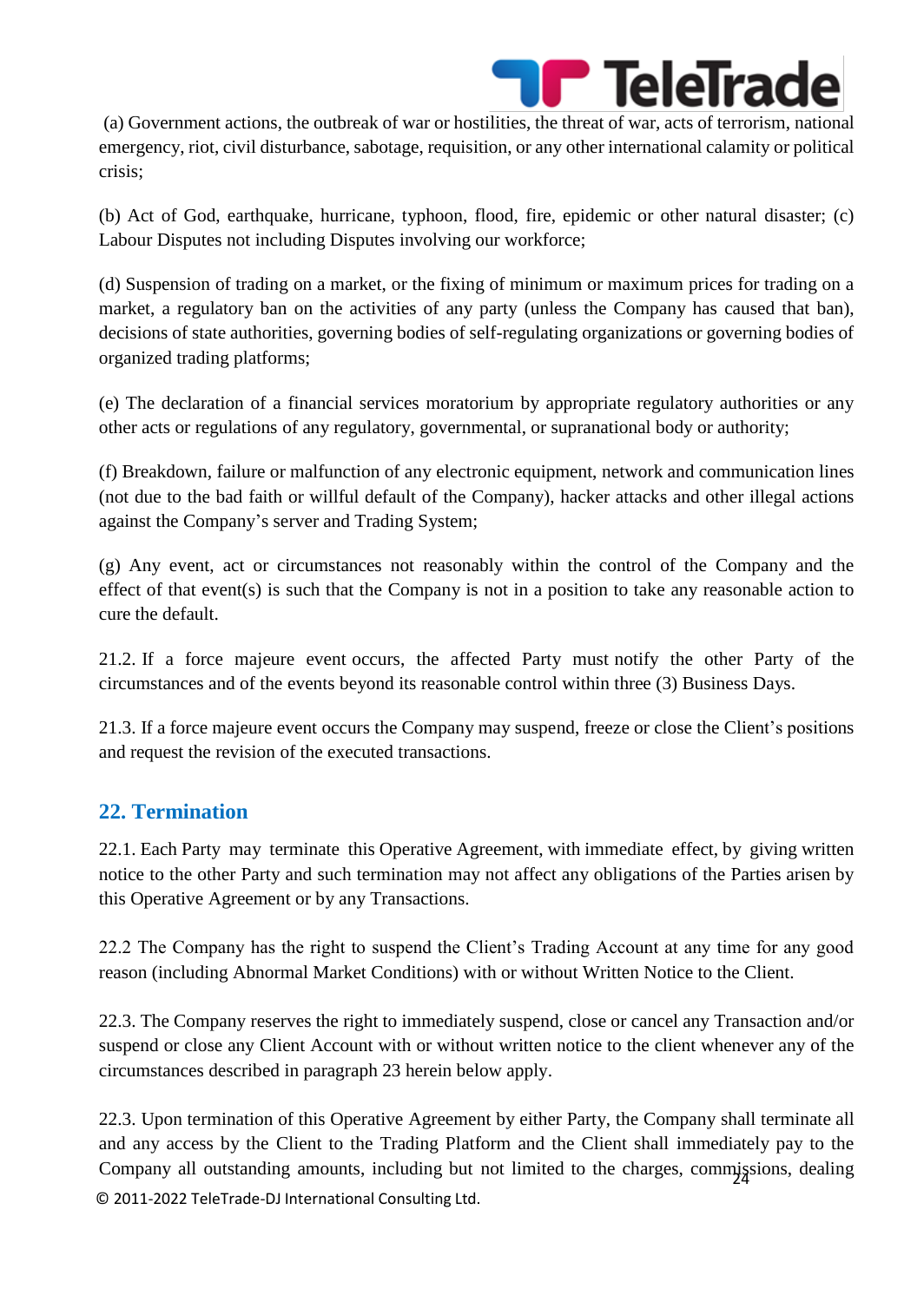(a) Government actions, the outbreak of war or hostilities, the threat of war, acts of terrorism, national emergency, riot, civil disturbance, sabotage, requisition, or any other international calamity or political crisis;

(b) Act of God, earthquake, hurricane, typhoon, flood, fire, epidemic or other natural disaster; (c) Labour Disputes not including Disputes involving our workforce;

(d) Suspension of trading on a market, or the fixing of minimum or maximum prices for trading on a market, a regulatory ban on the activities of any party (unless the Company has caused that ban), decisions of state authorities, governing bodies of self-regulating organizations or governing bodies of organized trading platforms;

(e) The declaration of a financial services moratorium by appropriate regulatory authorities or any other acts or regulations of any regulatory, governmental, or supranational body or authority;

(f) Breakdown, failure or malfunction of any electronic equipment, network and communication lines (not due to the bad faith or willful default of the Company), hacker attacks and other illegal actions against the Company's server and Trading System;

(g) Any event, act or circumstances not reasonably within the control of the Company and the effect of that event(s) is such that the Company is not in a position to take any reasonable action to cure the default.

21.2. If a force majeure event occurs, the affected Party must notify the other Party of the circumstances and of the events beyond its reasonable control within three (3) Business Days.

21.3. If a force majeure event occurs the Company may suspend, freeze or close the Client's positions and request the revision of the executed transactions.

## 22. Termination

22.1. Each Party may terminate this Operative Agreement, with immediate effect, by giving written notice to the other Party and such termination may not affect any obligations of the Parties arisen by this Operative Agreement or by any Transactions.

22.2 The Company has the right to suspend the Client's Trading Account at any time for any good reason (including Abnormal Market Conditions) with or without Written Notice to the Client.

22.3. The Company reserves the right to immediately suspend, close or cancel any Transaction and/or suspend or close any Client Account with or without written notice to the client whenever any of the circumstances described in paragraph 23 herein below apply.

22.3. Upon termination of this Operative Agreement by either Party, the Company shall terminate all and any access by the Client to the Trading Platform and the Client shall immediately pay to the Company all outstanding amounts, including but not limited to the charges, commissions, dealing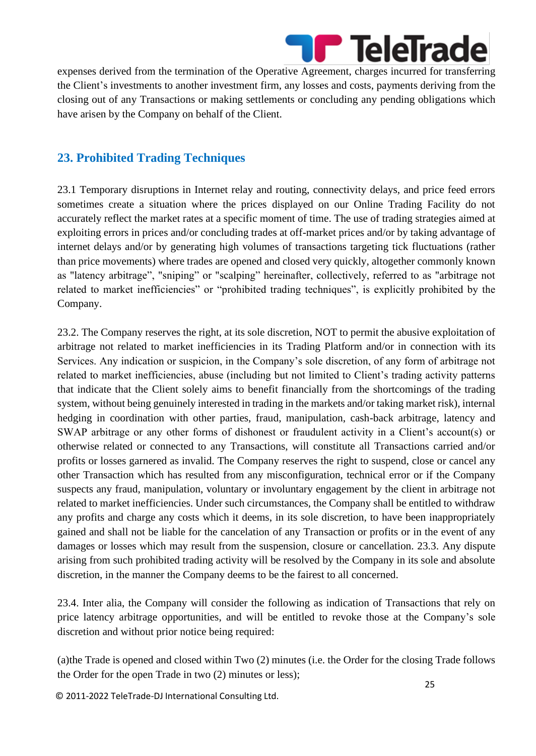expenses derived from the termination of the Operative Agreement, charges incurred for transferring the Client's investments to another investment firm, any losses and costs, payments deriving from the closing out of any Transactions or making settlements or concluding any pending obligations which have arisen by the Company on behalf of the Client.

## 23. Prohibited Trading Techniques

23.1 Temporary disruptions in Internet relay and routing, connectivity delays, and price feed errors sometimes create a situation where the prices displayed on our Online Trading Facility do not accurately reflect the market rates at a specific moment of time. The use of trading strategies aimed at exploiting errors in prices and/or concluding trades at off-market prices and/or by taking advantage of internet delays and/or by generating high volumes of transactions targeting tick fluctuations (rather than price movements) where trades are opened and closed very quickly, altogether commonly known as "latency arbitrage", "sniping" or "scalping" hereinafter, collectively, referred to as "arbitrage not related to market inefficiencies" or "prohibited trading techniques", is explicitly prohibited by the Company.

23.2. The Company reserves the right, at its sole discretion, NOT to permit the abusive exploitation of arbitrage not related to market inefficiencies in its Trading Platform and/or in connection with its Services. Any indication or suspicion, in the Company's sole discretion, of any form of arbitrage not related to market inefficiencies, abuse (including but not limited to Client's trading activity patterns that indicate that the Client solely aims to benefit financially from the shortcomings of the trading system, without being genuinely interested in trading in the markets and/or taking market risk), internal hedging in coordination with other parties, fraud, manipulation, cash-back arbitrage, latency and SWAP arbitrage or any other forms of dishonest or fraudulent activity in a Client's account(s) or otherwise related or connected to any Transactions, will constitute all Transactions carried and/or profits or losses garnered as invalid. The Company reserves the right to suspend, close or cancel any other Transaction which has resulted from any misconfiguration, technical error or if the Company suspects any fraud, manipulation, voluntary or involuntary engagement by the client in arbitrage not related to market inefficiencies. Under such circumstances, the Company shall be entitled to withdraw any profits and charge any costs which it deems, in its sole discretion, to have been inappropriately gained and shall not be liable for the cancelation of any Transaction or profits or in the event of any damages or losses which may result from the suspension, closure or cancellation. 23.3. Any dispute arising from such prohibited trading activity will be resolved by the Company in its sole and absolute discretion, in the manner the Company deems to be the fairest to all concerned.

23.4. Inter alia, the Company will consider the following as indication of Transactions that rely on price latency arbitrage opportunities, and will be entitled to revoke those at the Company's sole discretion and without prior notice being required:

(a)the Trade is opened and closed within Two (2) minutes (i.e. the Order for the closing Trade follows the Order for the open Trade in two (2) minutes or less);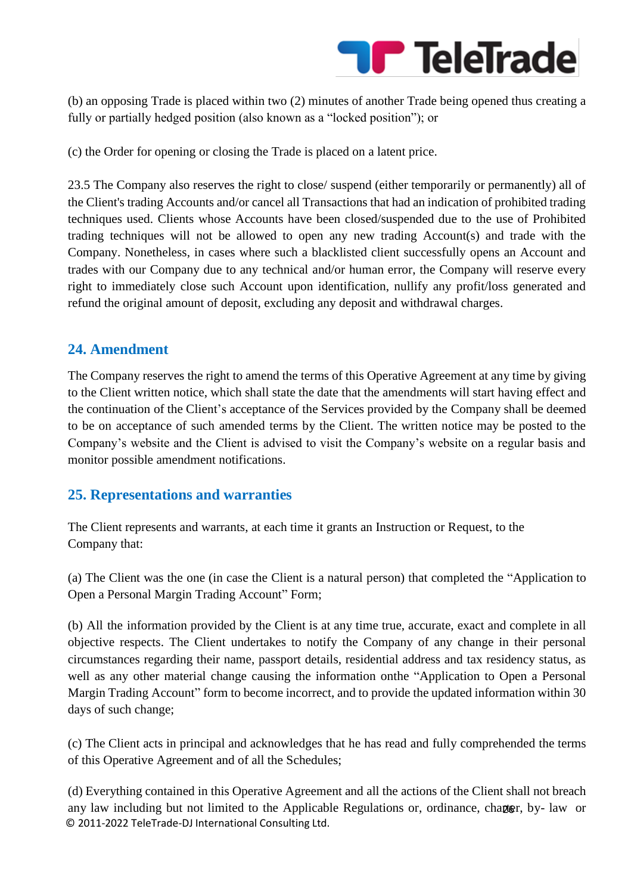(b) an opposing Trade is placed within two (2) minutes of another Trade being opened thus creating a fully or partially hedged position (also known as a “locked position”); or

(c) the Order for opening or closing the Trade is placed on a latent price.

23.5 The Company also reserves the right to close/ suspend (either temporarily or permanently) all of the Client's trading Accounts and/or cancel all Transactions that had an indication of prohibited trading techniques used. Clients whose Accounts have been closed/suspended due to the use of Prohibited trading techniques will not be allowed to open any new trading Account(s) and trade with the Company. Nonetheless, in cases where such a blacklisted client successfully opens an Account and trades with our Company due to any technical and/or human error, the Company will reserve every right to immediately close such Account upon identification, nullify any profit/loss generated and refund the original amount of deposit, excluding any deposit and withdrawal charges.

## 24. Amendment

The Company reserves the right to amend the terms of this Operative Agreement at any time by giving to the Client written notice, which shall state the date that the amendments will start having effect and the continuation of the Client’s acceptance of the Services provided by the Company shall be deemed to be on acceptance of such amended terms by the Client. The written notice may be posted to the Company’s website and the Client is advised to visit the Company’s website on a regular basis and monitor possible amendment notifications.

## 25. Representations and warranties

The Client represents and warrants, at each time it grants an Instruction or Request, to the Company that:

(a) The Client was the one (in case the Client is a natural person) that completed the “Application to Open a Personal Margin Trading Account” Form;

(b) All the information provided by the Client is at any time true, accurate, exact and complete in all objective respects. The Client undertakes to notify the Company of any change in their personal circumstances regarding their name, passport details, residential address and tax residency status, as well as any other material change causing the information onthe “Application to Open a Personal Margin Trading Account” form to become incorrect, and to provide the updated information within 30 days of such change;

(c) The Client acts in principal and acknowledges that he has read and fully comprehended the terms of this Operative Agreement and of all the Schedules;

(d) Everything contained in this Operative Agreement and all the actions of the Client shall not breach any law including but not limited to the Applicable Regulations or, ordinance, charter, by- law or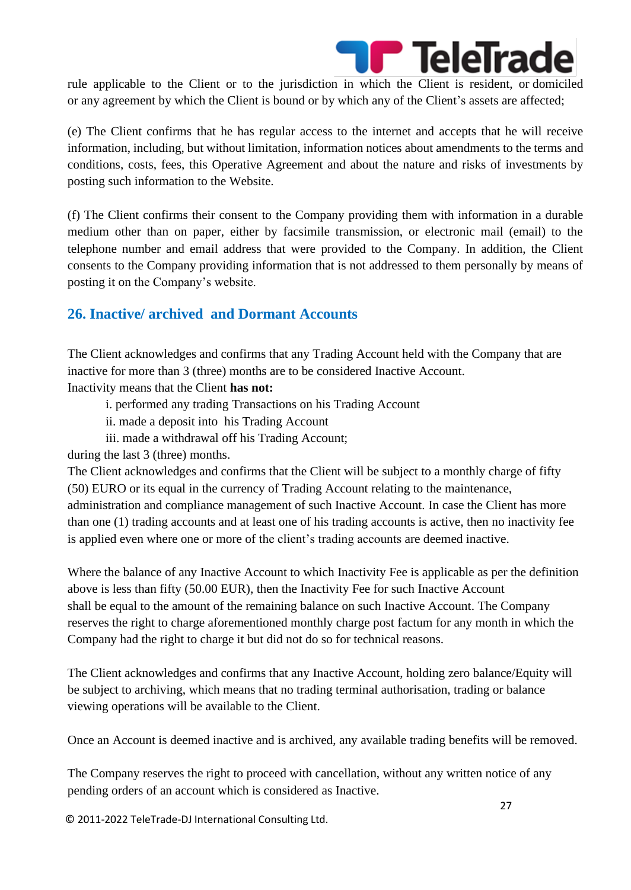rule applicable to the Client or to the jurisdiction in which the Client is resident, or domiciled or any agreement by which the Client is bound or by which any of the Client's assets are affected;

(e) The Client confirms that he has regular access to the internet and accepts that he will receive information, including, but without limitation, information notices about amendments to the terms and conditions, costs, fees, this Operative Agreement and about the nature and risks of investments by posting such information to the Website.

(f) The Client confirms their consent to the Company providing them with information in a durable medium other than on paper, either by facsimile transmission, or electronic mail (email) to the telephone number and email address that were provided to the Company. In addition, the Client consents to the Company providing information that is not addressed to them personally by means of posting it on the Company's website.

## 26. Inactive/ archived and Dormant Accounts

The Client acknowledges and confirms that any Trading Account held with the Company that are inactive for more than 3 (three) months are to be considered Inactive Account.
Inactivity means that the Client **has not:**

i. performed any trading Transactions on his Trading Account
ii. made a deposit into his Trading Account
iii. made a withdrawal off his Trading Account;

during the last 3 (three) months.
The Client acknowledges and confirms that the Client will be subject to a monthly charge of fifty (50) EURO or its equal in the currency of Trading Account relating to the maintenance, administration and compliance management of such Inactive Account. In case the Client has more than one (1) trading accounts and at least one of his trading accounts is active, then no inactivity fee is applied even where one or more of the client's trading accounts are deemed inactive.

Where the balance of any Inactive Account to which Inactivity Fee is applicable as per the definition above is less than fifty (50.00 EUR), then the Inactivity Fee for such Inactive Account shall be equal to the amount of the remaining balance on such Inactive Account. The Company reserves the right to charge aforementioned monthly charge post factum for any month in which the Company had the right to charge it but did not do so for technical reasons.

The Client acknowledges and confirms that any Inactive Account, holding zero balance/Equity will be subject to archiving, which means that no trading terminal authorisation, trading or balance viewing operations will be available to the Client.

Once an Account is deemed inactive and is archived, any available trading benefits will be removed.

The Company reserves the right to proceed with cancellation, without any written notice of any pending orders of an account which is considered as Inactive.

© 2011-2022 TeleTrade-DJ International Consulting Ltd.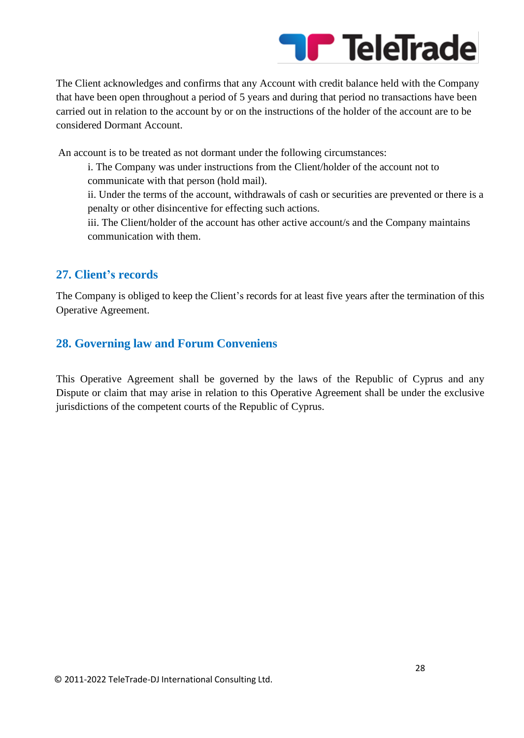The Client acknowledges and confirms that any Account with credit balance held with the Company that have been open throughout a period of 5 years and during that period no transactions have been carried out in relation to the account by or on the instructions of the holder of the account are to be considered Dormant Account.

An account is to be treated as not dormant under the following circumstances:

i. The Company was under instructions from the Client/holder of the account not to communicate with that person (hold mail).

ii. Under the terms of the account, withdrawals of cash or securities are prevented or there is a penalty or other disincentive for effecting such actions.

iii. The Client/holder of the account has other active account/s and the Company maintains communication with them.

## 27. Client's records

The Company is obliged to keep the Client's records for at least five years after the termination of this Operative Agreement.

## 28. Governing law and Forum Conveniens

This Operative Agreement shall be governed by the laws of the Republic of Cyprus and any Dispute or claim that may arise in relation to this Operative Agreement shall be under the exclusive jurisdictions of the competent courts of the Republic of Cyprus.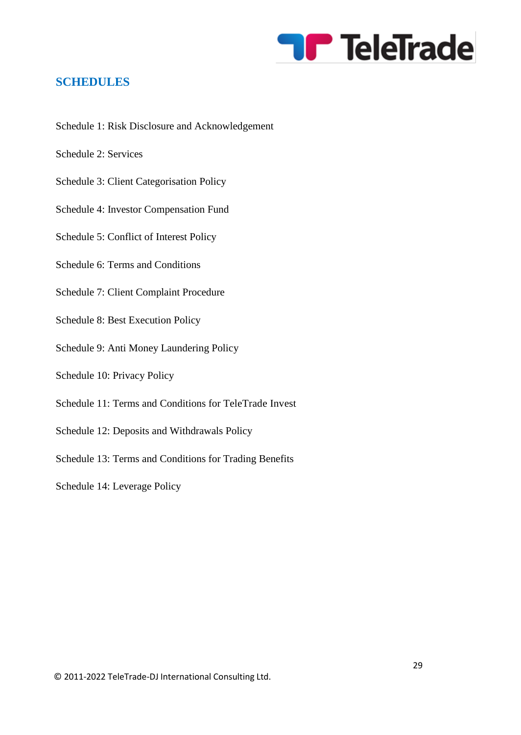# SCHEDULES

Schedule 1: Risk Disclosure and Acknowledgement

Schedule 2: Services

Schedule 3: Client Categorisation Policy

Schedule 4: Investor Compensation Fund

Schedule 5: Conflict of Interest Policy

Schedule 6: Terms and Conditions

Schedule 7: Client Complaint Procedure

Schedule 8: Best Execution Policy

Schedule 9: Anti Money Laundering Policy

Schedule 10: Privacy Policy

Schedule 11: Terms and Conditions for TeleTrade Invest

Schedule 12: Deposits and Withdrawals Policy

Schedule 13: Terms and Conditions for Trading Benefits

Schedule 14: Leverage Policy